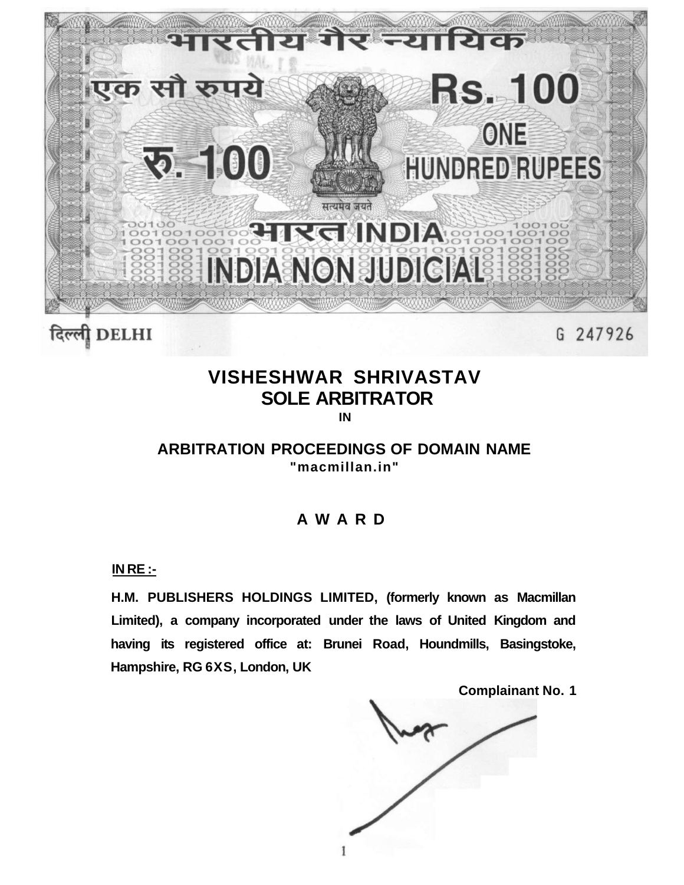भारतीय गैर न्यायिक

एक सौ रुपये Rs. 100

ONE HUNDRED RUPEES

रु. 100

सत्यमेव जयते

भारत INDIA

INDIA NON JUDICIAL

दिल्ली DELHI G 247926

# VISHESHWAR SHRIVASTAV
## SOLE ARBITRATOR
**IN**

## ARBITRATION PROCEEDINGS OF DOMAIN NAME
**"macmillan.in"**

## A W A R D

**IN RE :-**

**H.M. PUBLISHERS HOLDINGS LIMITED, (formerly known as Macmillan Limited), a company incorporated under the laws of United Kingdom and having its registered office at: Brunei Road, Houndmills, Basingstoke, Hampshire, RG 6XS, London, UK**

**Complainant No. 1**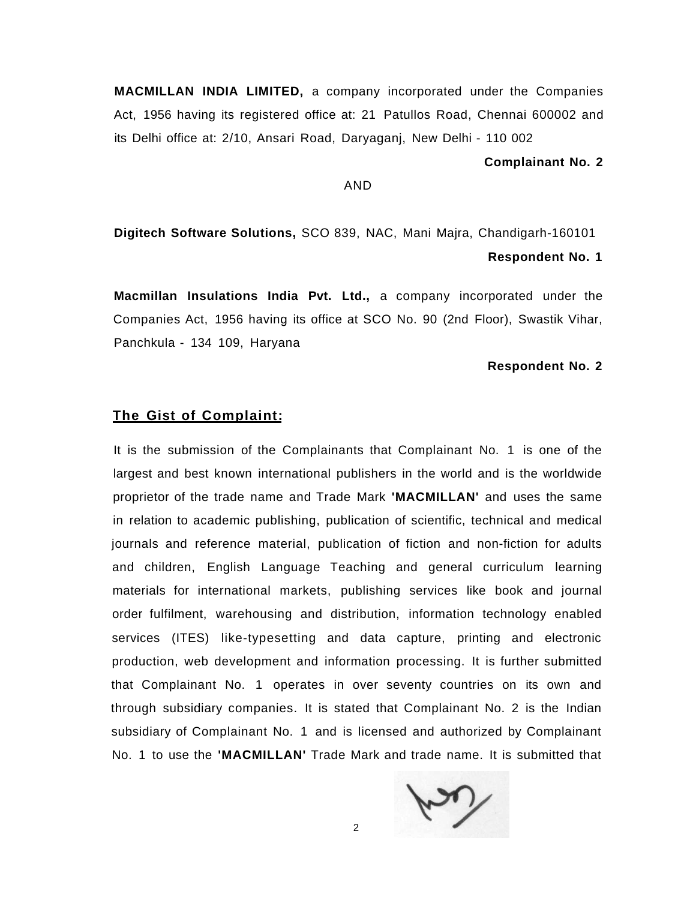**MACMILLAN INDIA LIMITED,** a company incorporated under the Companies Act, 1956 having its registered office at: 21 Patullos Road, Chennai 600002 and its Delhi office at: 2/10, Ansari Road, Daryaganj, New Delhi - 110 002

**Complainant No. 2**

AND

**Digitech Software Solutions,** SCO 839, NAC, Mani Majra, Chandigarh-160101

**Respondent No. 1**

**Macmillan Insulations India Pvt. Ltd.,** a company incorporated under the Companies Act, 1956 having its office at SCO No. 90 (2nd Floor), Swastik Vihar, Panchkula - 134 109, Haryana

**Respondent No. 2**

## The Gist of Complaint:

It is the submission of the Complainants that Complainant No. 1 is one of the largest and best known international publishers in the world and is the worldwide proprietor of the trade name and Trade Mark **'MACMILLAN'** and uses the same in relation to academic publishing, publication of scientific, technical and medical journals and reference material, publication of fiction and non-fiction for adults and children, English Language Teaching and general curriculum learning materials for international markets, publishing services like book and journal order fulfilment, warehousing and distribution, information technology enabled services (ITES) like-typesetting and data capture, printing and electronic production, web development and information processing. It is further submitted that Complainant No. 1 operates in over seventy countries on its own and through subsidiary companies. It is stated that Complainant No. 2 is the Indian subsidiary of Complainant No. 1 and is licensed and authorized by Complainant No. 1 to use the **'MACMILLAN'** Trade Mark and trade name. It is submitted that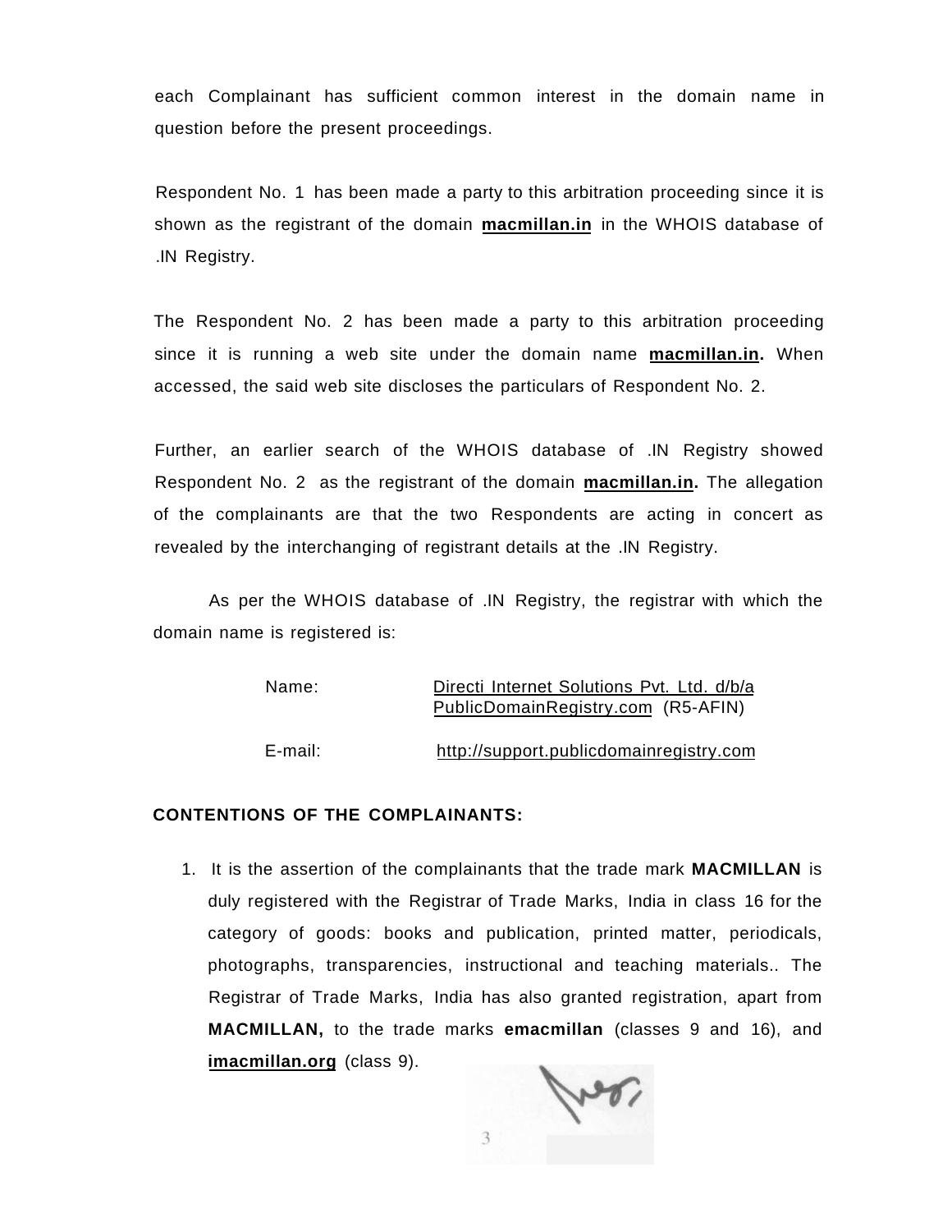each Complainant has sufficient common interest in the domain name in question before the present proceedings.

Respondent No. 1 has been made a party to this arbitration proceeding since it is shown as the registrant of the domain **macmillan.in** in the WHOIS database of .IN Registry.

The Respondent No. 2 has been made a party to this arbitration proceeding since it is running a web site under the domain name **macmillan.in.** When accessed, the said web site discloses the particulars of Respondent No. 2.

Further, an earlier search of the WHOIS database of .IN Registry showed Respondent No. 2 as the registrant of the domain **macmillan.in.** The allegation of the complainants are that the two Respondents are acting in concert as revealed by the interchanging of registrant details at the .IN Registry.

As per the WHOIS database of .IN Registry, the registrar with which the domain name is registered is:

Name: Directi Internet Solutions Pvt. Ltd. d/b/a PublicDomainRegistry.com (R5-AFIN)

E-mail: http://support.publicdomainregistry.com

**CONTENTIONS OF THE COMPLAINANTS:**

1. It is the assertion of the complainants that the trade mark **MACMILLAN** is duly registered with the Registrar of Trade Marks, India in class 16 for the category of goods: books and publication, printed matter, periodicals, photographs, transparencies, instructional and teaching materials.. The Registrar of Trade Marks, India has also granted registration, apart from **MACMILLAN,** to the trade marks **emacmillan** (classes 9 and 16), and **imacmillan.org** (class 9).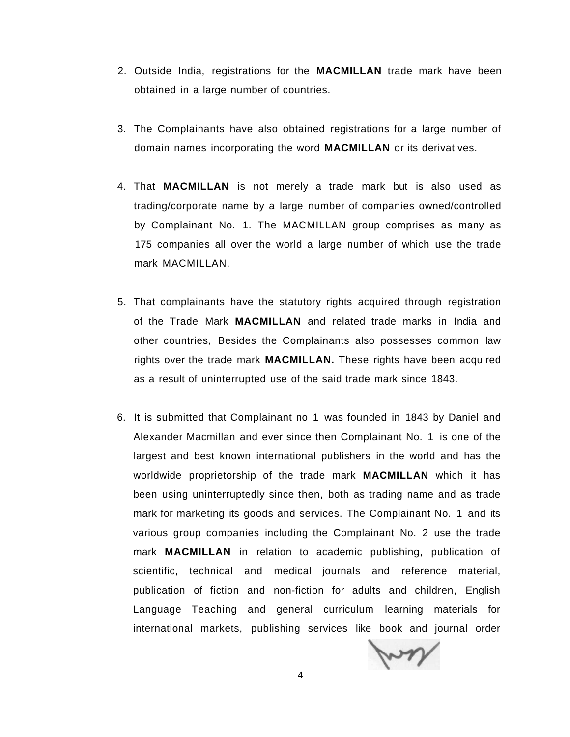2. Outside India, registrations for the **MACMILLAN** trade mark have been obtained in a large number of countries.

3. The Complainants have also obtained registrations for a large number of domain names incorporating the word **MACMILLAN** or its derivatives.

4. That **MACMILLAN** is not merely a trade mark but is also used as trading/corporate name by a large number of companies owned/controlled by Complainant No. 1. The MACMILLAN group comprises as many as 175 companies all over the world a large number of which use the trade mark MACMILLAN.

5. That complainants have the statutory rights acquired through registration of the Trade Mark **MACMILLAN** and related trade marks in India and other countries, Besides the Complainants also possesses common law rights over the trade mark **MACMILLAN.** These rights have been acquired as a result of uninterrupted use of the said trade mark since 1843.

6. It is submitted that Complainant no 1 was founded in 1843 by Daniel and Alexander Macmillan and ever since then Complainant No. 1 is one of the largest and best known international publishers in the world and has the worldwide proprietorship of the trade mark **MACMILLAN** which it has been using uninterruptedly since then, both as trading name and as trade mark for marketing its goods and services. The Complainant No. 1 and its various group companies including the Complainant No. 2 use the trade mark **MACMILLAN** in relation to academic publishing, publication of scientific, technical and medical journals and reference material, publication of fiction and non-fiction for adults and children, English Language Teaching and general curriculum learning materials for international markets, publishing services like book and journal order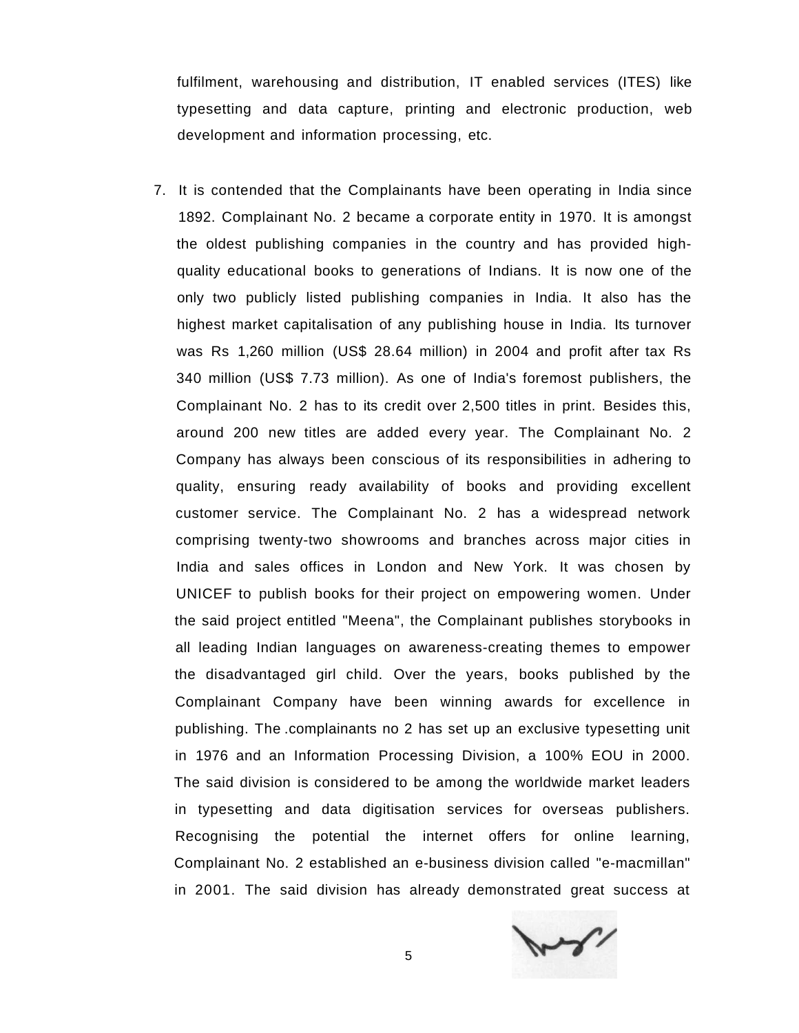fulfilment, warehousing and distribution, IT enabled services (ITES) like typesetting and data capture, printing and electronic production, web development and information processing, etc.

7. It is contended that the Complainants have been operating in India since 1892. Complainant No. 2 became a corporate entity in 1970. It is amongst the oldest publishing companies in the country and has provided high-quality educational books to generations of Indians. It is now one of the only two publicly listed publishing companies in India. It also has the highest market capitalisation of any publishing house in India. Its turnover was Rs 1,260 million (US$ 28.64 million) in 2004 and profit after tax Rs 340 million (US$ 7.73 million). As one of India's foremost publishers, the Complainant No. 2 has to its credit over 2,500 titles in print. Besides this, around 200 new titles are added every year. The Complainant No. 2 Company has always been conscious of its responsibilities in adhering to quality, ensuring ready availability of books and providing excellent customer service. The Complainant No. 2 has a widespread network comprising twenty-two showrooms and branches across major cities in India and sales offices in London and New York. It was chosen by UNICEF to publish books for their project on empowering women. Under the said project entitled "Meena", the Complainant publishes storybooks in all leading Indian languages on awareness-creating themes to empower the disadvantaged girl child. Over the years, books published by the Complainant Company have been winning awards for excellence in publishing. The .complainants no 2 has set up an exclusive typesetting unit in 1976 and an Information Processing Division, a 100% EOU in 2000. The said division is considered to be among the worldwide market leaders in typesetting and data digitisation services for overseas publishers. Recognising the potential the internet offers for online learning, Complainant No. 2 established an e-business division called "e-macmillan" in 2001. The said division has already demonstrated great success at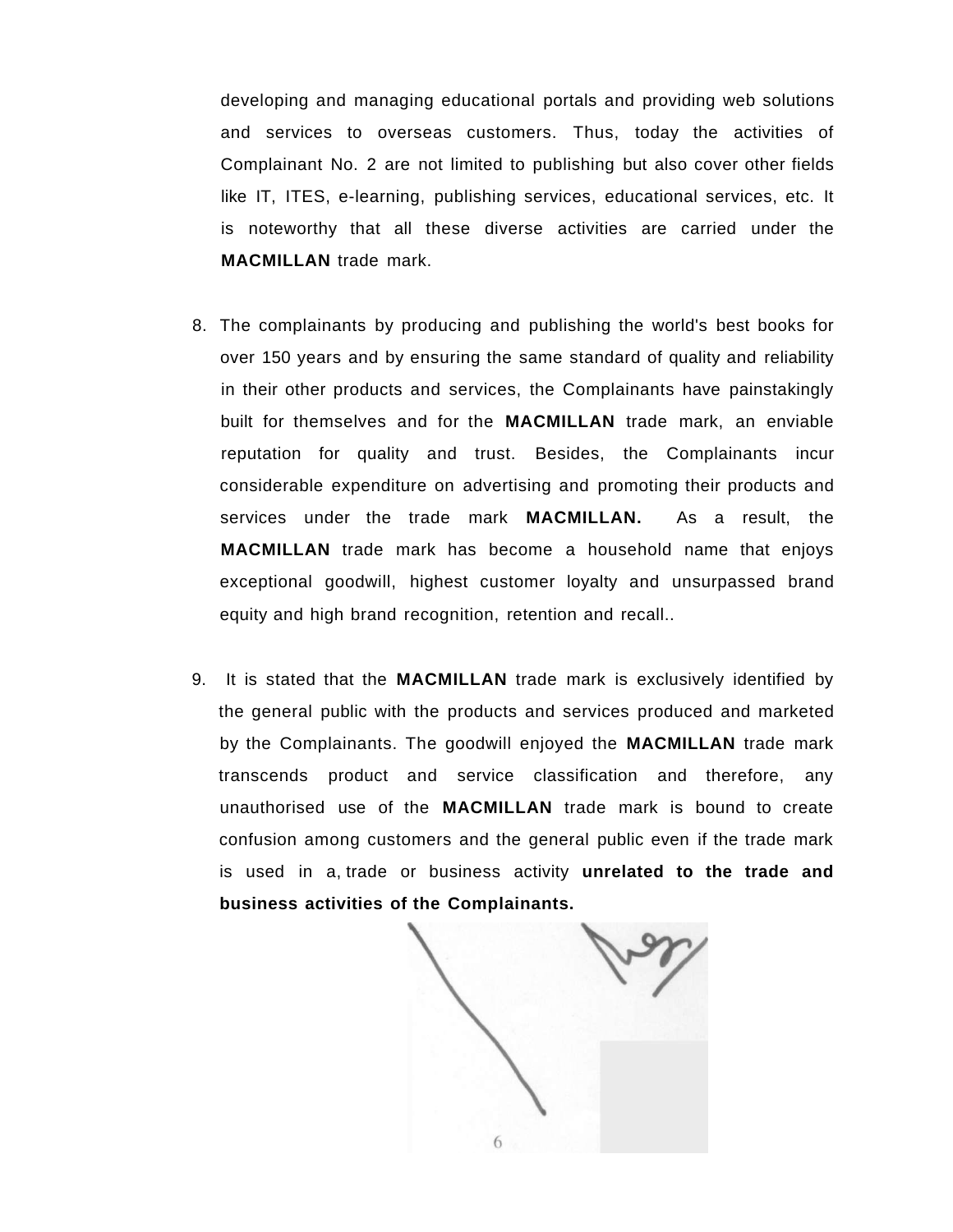developing and managing educational portals and providing web solutions and services to overseas customers. Thus, today the activities of Complainant No. 2 are not limited to publishing but also cover other fields like IT, ITES, e-learning, publishing services, educational services, etc. It is noteworthy that all these diverse activities are carried under the **MACMILLAN** trade mark.

8. The complainants by producing and publishing the world's best books for over 150 years and by ensuring the same standard of quality and reliability in their other products and services, the Complainants have painstakingly built for themselves and for the **MACMILLAN** trade mark, an enviable reputation for quality and trust. Besides, the Complainants incur considerable expenditure on advertising and promoting their products and services under the trade mark **MACMILLAN.** As a result, the **MACMILLAN** trade mark has become a household name that enjoys exceptional goodwill, highest customer loyalty and unsurpassed brand equity and high brand recognition, retention and recall..

9. It is stated that the **MACMILLAN** trade mark is exclusively identified by the general public with the products and services produced and marketed by the Complainants. The goodwill enjoyed the **MACMILLAN** trade mark transcends product and service classification and therefore, any unauthorised use of the **MACMILLAN** trade mark is bound to create confusion among customers and the general public even if the trade mark is used in a, trade or business activity **unrelated to the trade and business activities of the Complainants.**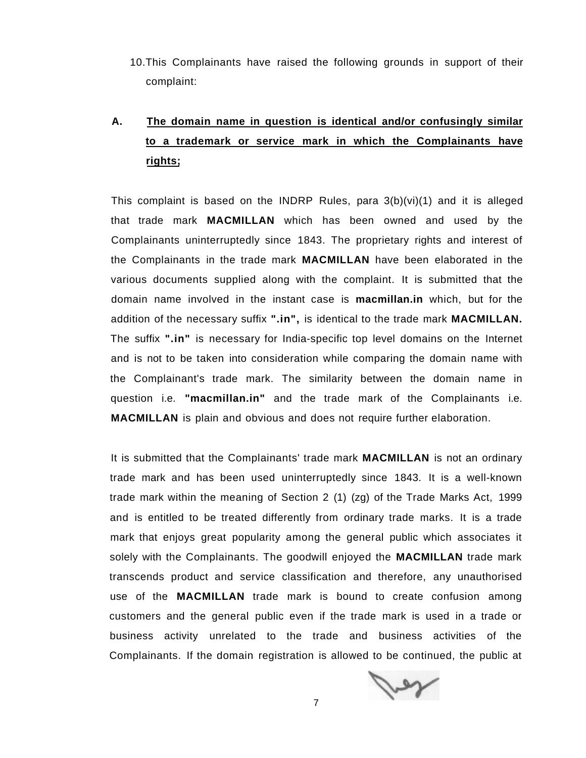10. This Complainants have raised the following grounds in support of their complaint:

**A. <u>The domain name in question is identical and/or confusingly similar to a trademark or service mark in which the Complainants have rights;</u>**

This complaint is based on the INDRP Rules, para 3(b)(vi)(1) and it is alleged that trade mark **MACMILLAN** which has been owned and used by the Complainants uninterruptedly since 1843. The proprietary rights and interest of the Complainants in the trade mark **MACMILLAN** have been elaborated in the various documents supplied along with the complaint. It is submitted that the domain name involved in the instant case is **macmillan.in** which, but for the addition of the necessary suffix **".in",** is identical to the trade mark **MACMILLAN.** The suffix **".in"** is necessary for India-specific top level domains on the Internet and is not to be taken into consideration while comparing the domain name with the Complainant's trade mark. The similarity between the domain name in question i.e. **"macmillan.in"** and the trade mark of the Complainants i.e. **MACMILLAN** is plain and obvious and does not require further elaboration.

It is submitted that the Complainants' trade mark **MACMILLAN** is not an ordinary trade mark and has been used uninterruptedly since 1843. It is a well-known trade mark within the meaning of Section 2 (1) (zg) of the Trade Marks Act, 1999 and is entitled to be treated differently from ordinary trade marks. It is a trade mark that enjoys great popularity among the general public which associates it solely with the Complainants. The goodwill enjoyed the **MACMILLAN** trade mark transcends product and service classification and therefore, any unauthorised use of the **MACMILLAN** trade mark is bound to create confusion among customers and the general public even if the trade mark is used in a trade or business activity unrelated to the trade and business activities of the Complainants. If the domain registration is allowed to be continued, the public at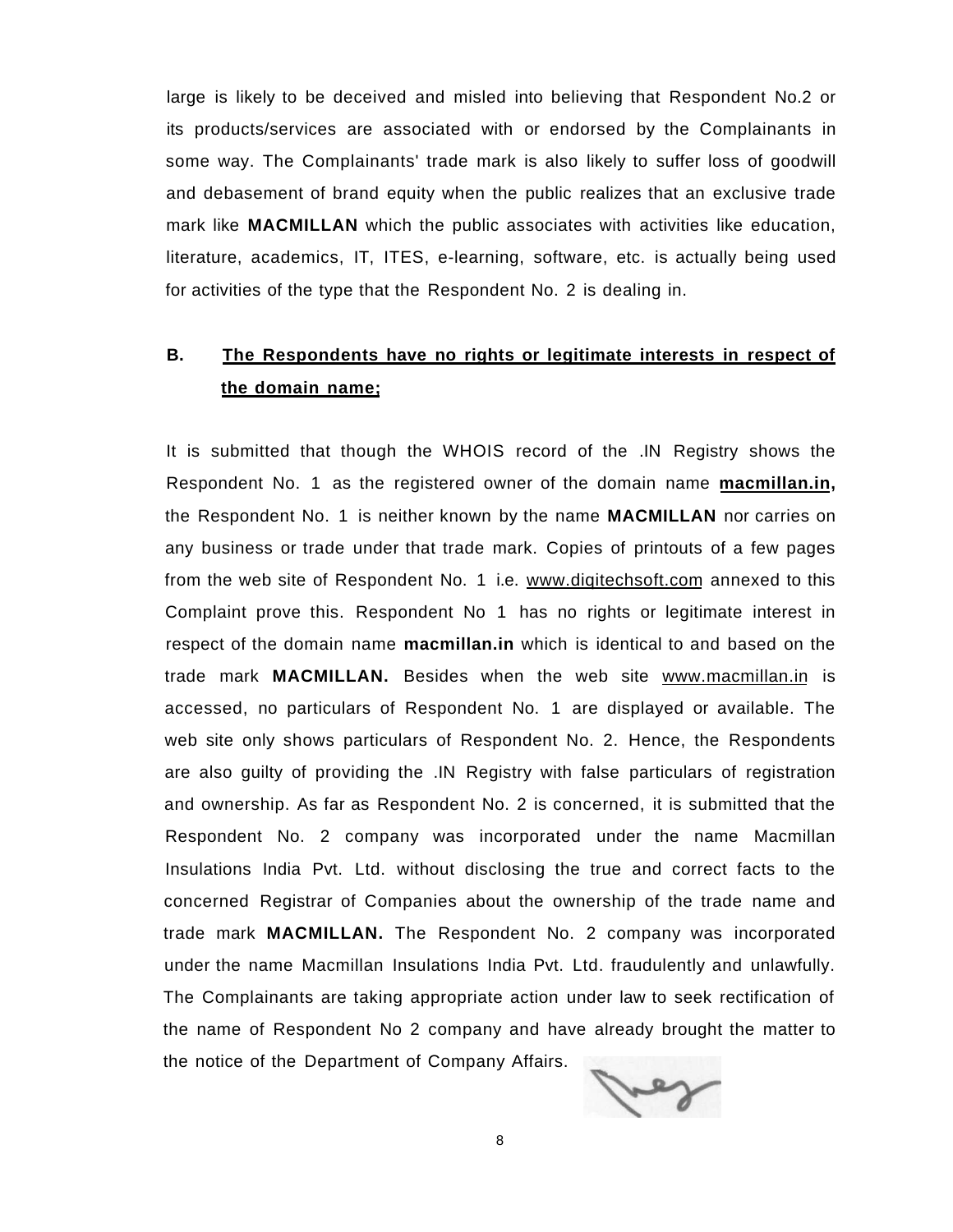large is likely to be deceived and misled into believing that Respondent No.2 or its products/services are associated with or endorsed by the Complainants in some way. The Complainants' trade mark is also likely to suffer loss of goodwill and debasement of brand equity when the public realizes that an exclusive trade mark like **MACMILLAN** which the public associates with activities like education, literature, academics, IT, ITES, e-learning, software, etc. is actually being used for activities of the type that the Respondent No. 2 is dealing in.

**B. <u>The Respondents have no rights or legitimate interests in respect of the domain name;</u>**

It is submitted that though the WHOIS record of the .IN Registry shows the Respondent No. 1 as the registered owner of the domain name **<u>macmillan.in</u>,** the Respondent No. 1 is neither known by the name **MACMILLAN** nor carries on any business or trade under that trade mark. Copies of printouts of a few pages from the web site of Respondent No. 1 i.e. <u>www.digitechsoft.com</u> annexed to this Complaint prove this. Respondent No 1 has no rights or legitimate interest in respect of the domain name **macmillan.in** which is identical to and based on the trade mark **MACMILLAN.** Besides when the web site <u>www.macmillan.in</u> is accessed, no particulars of Respondent No. 1 are displayed or available. The web site only shows particulars of Respondent No. 2. Hence, the Respondents are also guilty of providing the .IN Registry with false particulars of registration and ownership. As far as Respondent No. 2 is concerned, it is submitted that the Respondent No. 2 company was incorporated under the name Macmillan Insulations India Pvt. Ltd. without disclosing the true and correct facts to the concerned Registrar of Companies about the ownership of the trade name and trade mark **MACMILLAN.** The Respondent No. 2 company was incorporated under the name Macmillan Insulations India Pvt. Ltd. fraudulently and unlawfully. The Complainants are taking appropriate action under law to seek rectification of the name of Respondent No 2 company and have already brought the matter to the notice of the Department of Company Affairs.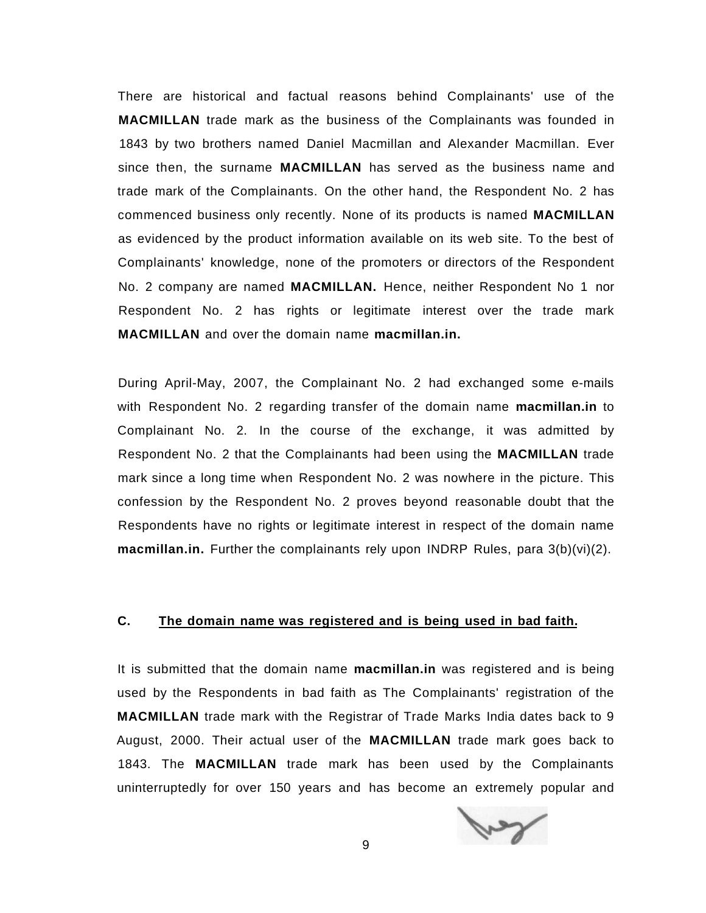There are historical and factual reasons behind Complainants' use of the **MACMILLAN** trade mark as the business of the Complainants was founded in 1843 by two brothers named Daniel Macmillan and Alexander Macmillan. Ever since then, the surname **MACMILLAN** has served as the business name and trade mark of the Complainants. On the other hand, the Respondent No. 2 has commenced business only recently. None of its products is named **MACMILLAN** as evidenced by the product information available on its web site. To the best of Complainants' knowledge, none of the promoters or directors of the Respondent No. 2 company are named **MACMILLAN.** Hence, neither Respondent No 1 nor Respondent No. 2 has rights or legitimate interest over the trade mark **MACMILLAN** and over the domain name **macmillan.in.**

During April-May, 2007, the Complainant No. 2 had exchanged some e-mails with Respondent No. 2 regarding transfer of the domain name **macmillan.in** to Complainant No. 2. In the course of the exchange, it was admitted by Respondent No. 2 that the Complainants had been using the **MACMILLAN** trade mark since a long time when Respondent No. 2 was nowhere in the picture. This confession by the Respondent No. 2 proves beyond reasonable doubt that the Respondents have no rights or legitimate interest in respect of the domain name **macmillan.in.** Further the complainants rely upon INDRP Rules, para 3(b)(vi)(2).

**C. <u>The domain name was registered and is being used in bad faith.</u>**

It is submitted that the domain name **macmillan.in** was registered and is being used by the Respondents in bad faith as The Complainants' registration of the **MACMILLAN** trade mark with the Registrar of Trade Marks India dates back to 9 August, 2000. Their actual user of the **MACMILLAN** trade mark goes back to 1843. The **MACMILLAN** trade mark has been used by the Complainants uninterruptedly for over 150 years and has become an extremely popular and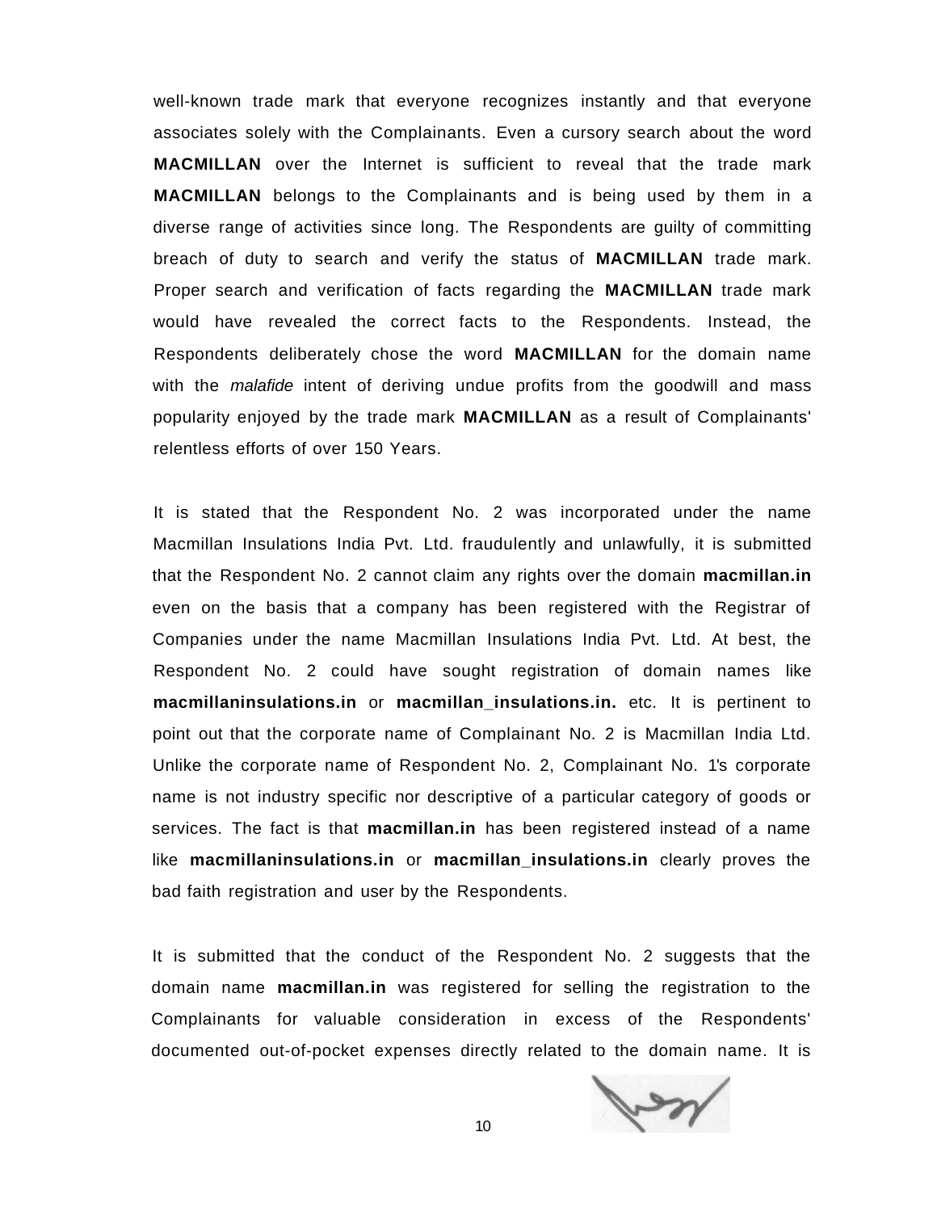well-known trade mark that everyone recognizes instantly and that everyone associates solely with the Complainants. Even a cursory search about the word **MACMILLAN** over the Internet is sufficient to reveal that the trade mark **MACMILLAN** belongs to the Complainants and is being used by them in a diverse range of activities since long. The Respondents are guilty of committing breach of duty to search and verify the status of **MACMILLAN** trade mark. Proper search and verification of facts regarding the **MACMILLAN** trade mark would have revealed the correct facts to the Respondents. Instead, the Respondents deliberately chose the word **MACMILLAN** for the domain name with the *malafide* intent of deriving undue profits from the goodwill and mass popularity enjoyed by the trade mark **MACMILLAN** as a result of Complainants' relentless efforts of over 150 Years.

It is stated that the Respondent No. 2 was incorporated under the name Macmillan Insulations India Pvt. Ltd. fraudulently and unlawfully, it is submitted that the Respondent No. 2 cannot claim any rights over the domain **macmillan.in** even on the basis that a company has been registered with the Registrar of Companies under the name Macmillan Insulations India Pvt. Ltd. At best, the Respondent No. 2 could have sought registration of domain names like **macmillaninsulations.in** or **macmillan_insulations.in.** etc. It is pertinent to point out that the corporate name of Complainant No. 2 is Macmillan India Ltd. Unlike the corporate name of Respondent No. 2, Complainant No. 1's corporate name is not industry specific nor descriptive of a particular category of goods or services. The fact is that **macmillan.in** has been registered instead of a name like **macmillaninsulations.in** or **macmillan_insulations.in** clearly proves the bad faith registration and user by the Respondents.

It is submitted that the conduct of the Respondent No. 2 suggests that the domain name **macmillan.in** was registered for selling the registration to the Complainants for valuable consideration in excess of the Respondents' documented out-of-pocket expenses directly related to the domain name. It is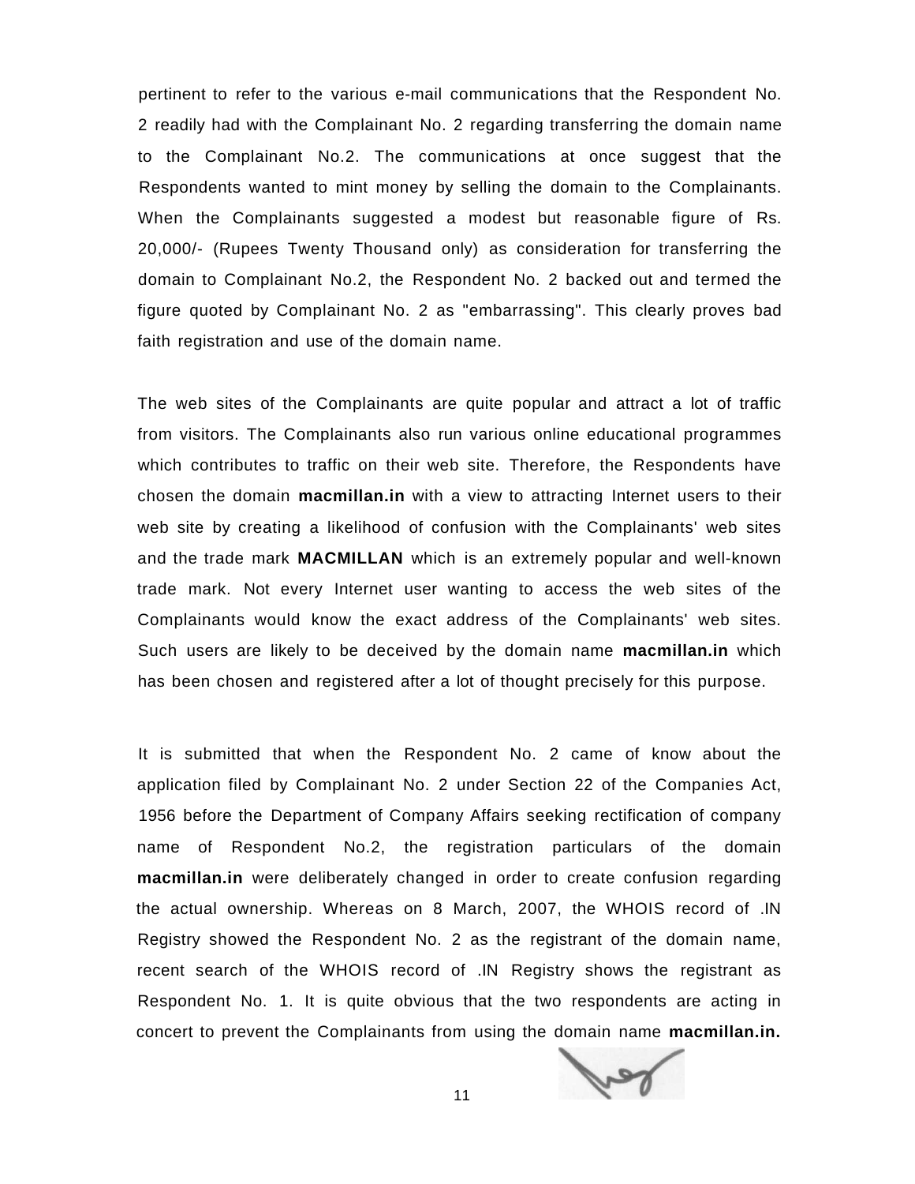pertinent to refer to the various e-mail communications that the Respondent No. 2 readily had with the Complainant No. 2 regarding transferring the domain name to the Complainant No.2. The communications at once suggest that the Respondents wanted to mint money by selling the domain to the Complainants. When the Complainants suggested a modest but reasonable figure of Rs. 20,000/- (Rupees Twenty Thousand only) as consideration for transferring the domain to Complainant No.2, the Respondent No. 2 backed out and termed the figure quoted by Complainant No. 2 as "embarrassing". This clearly proves bad faith registration and use of the domain name.

The web sites of the Complainants are quite popular and attract a lot of traffic from visitors. The Complainants also run various online educational programmes which contributes to traffic on their web site. Therefore, the Respondents have chosen the domain **macmillan.in** with a view to attracting Internet users to their web site by creating a likelihood of confusion with the Complainants' web sites and the trade mark **MACMILLAN** which is an extremely popular and well-known trade mark. Not every Internet user wanting to access the web sites of the Complainants would know the exact address of the Complainants' web sites. Such users are likely to be deceived by the domain name **macmillan.in** which has been chosen and registered after a lot of thought precisely for this purpose.

It is submitted that when the Respondent No. 2 came of know about the application filed by Complainant No. 2 under Section 22 of the Companies Act, 1956 before the Department of Company Affairs seeking rectification of company name of Respondent No.2, the registration particulars of the domain **macmillan.in** were deliberately changed in order to create confusion regarding the actual ownership. Whereas on 8 March, 2007, the WHOIS record of .IN Registry showed the Respondent No. 2 as the registrant of the domain name, recent search of the WHOIS record of .IN Registry shows the registrant as Respondent No. 1. It is quite obvious that the two respondents are acting in concert to prevent the Complainants from using the domain name **macmillan.in.**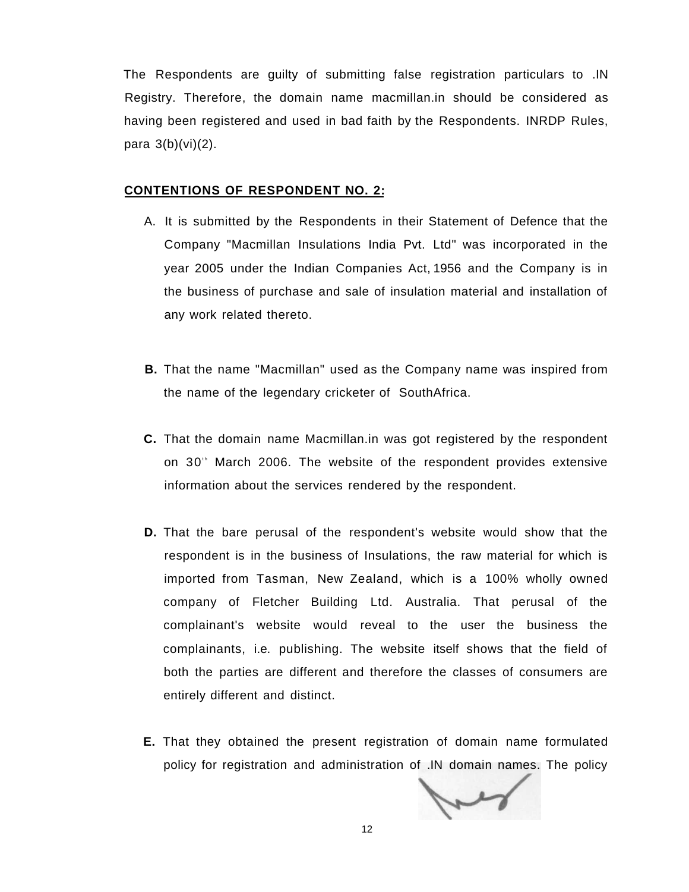The Respondents are guilty of submitting false registration particulars to .IN Registry. Therefore, the domain name macmillan.in should be considered as having been registered and used in bad faith by the Respondents. INRDP Rules, para 3(b)(vi)(2).

**CONTENTIONS OF RESPONDENT NO. 2:**

A. It is submitted by the Respondents in their Statement of Defence that the Company "Macmillan Insulations India Pvt. Ltd" was incorporated in the year 2005 under the Indian Companies Act, 1956 and the Company is in the business of purchase and sale of insulation material and installation of any work related thereto.

**B.** That the name "Macmillan" used as the Company name was inspired from the name of the legendary cricketer of SouthAfrica.

**C.** That the domain name Macmillan.in was got registered by the respondent on 30th March 2006. The website of the respondent provides extensive information about the services rendered by the respondent.

**D.** That the bare perusal of the respondent's website would show that the respondent is in the business of Insulations, the raw material for which is imported from Tasman, New Zealand, which is a 100% wholly owned company of Fletcher Building Ltd. Australia. That perusal of the complainant's website would reveal to the user the business the complainants, i.e. publishing. The website itself shows that the field of both the parties are different and therefore the classes of consumers are entirely different and distinct.

**E.** That they obtained the present registration of domain name formulated policy for registration and administration of .IN domain names. The policy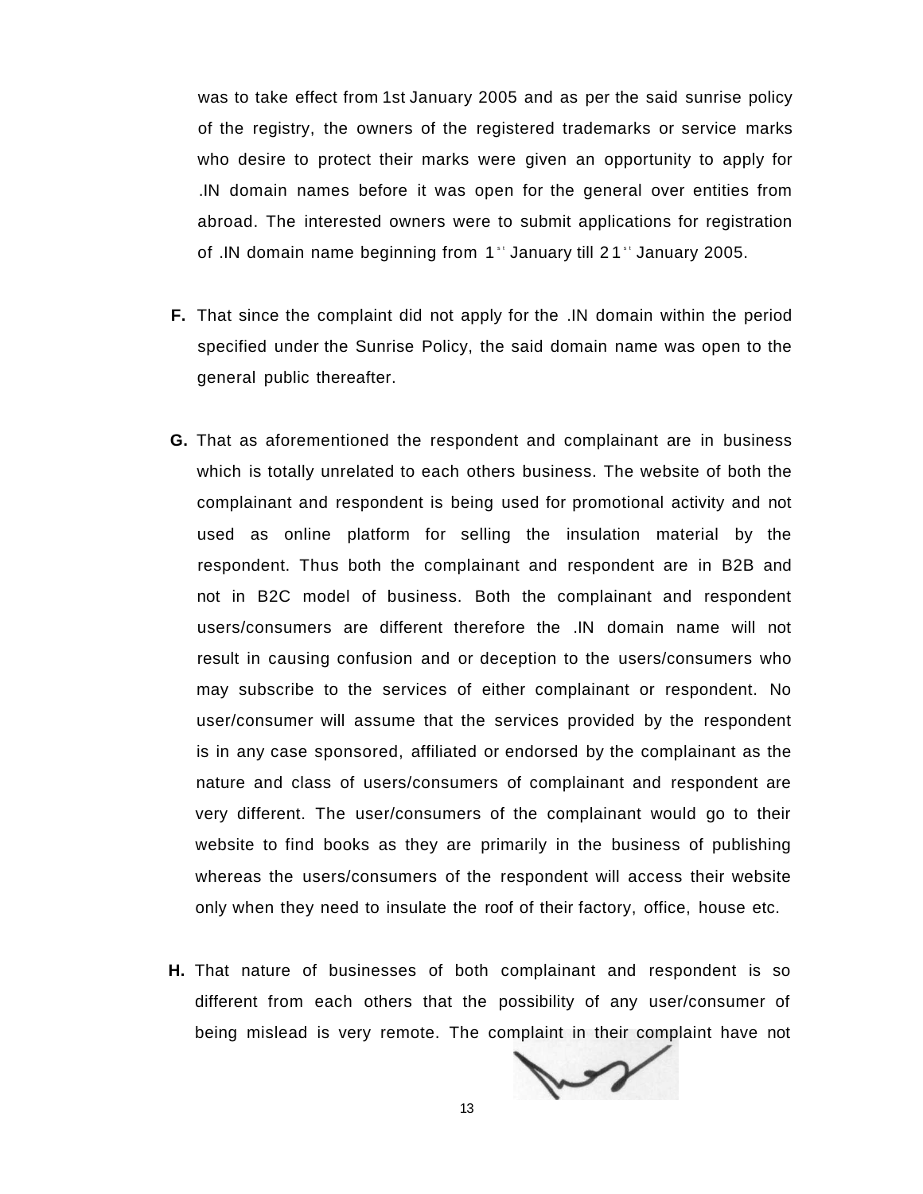was to take effect from 1st January 2005 and as per the said sunrise policy of the registry, the owners of the registered trademarks or service marks who desire to protect their marks were given an opportunity to apply for .IN domain names before it was open for the general over entities from abroad. The interested owners were to submit applications for registration of .IN domain name beginning from 1st January till 21st January 2005.

**F.** That since the complaint did not apply for the .IN domain within the period specified under the Sunrise Policy, the said domain name was open to the general public thereafter.

**G.** That as aforementioned the respondent and complainant are in business which is totally unrelated to each others business. The website of both the complainant and respondent is being used for promotional activity and not used as online platform for selling the insulation material by the respondent. Thus both the complainant and respondent are in B2B and not in B2C model of business. Both the complainant and respondent users/consumers are different therefore the .IN domain name will not result in causing confusion and or deception to the users/consumers who may subscribe to the services of either complainant or respondent. No user/consumer will assume that the services provided by the respondent is in any case sponsored, affiliated or endorsed by the complainant as the nature and class of users/consumers of complainant and respondent are very different. The user/consumers of the complainant would go to their website to find books as they are primarily in the business of publishing whereas the users/consumers of the respondent will access their website only when they need to insulate the roof of their factory, office, house etc.

**H.** That nature of businesses of both complainant and respondent is so different from each others that the possibility of any user/consumer of being mislead is very remote. The complaint in their complaint have not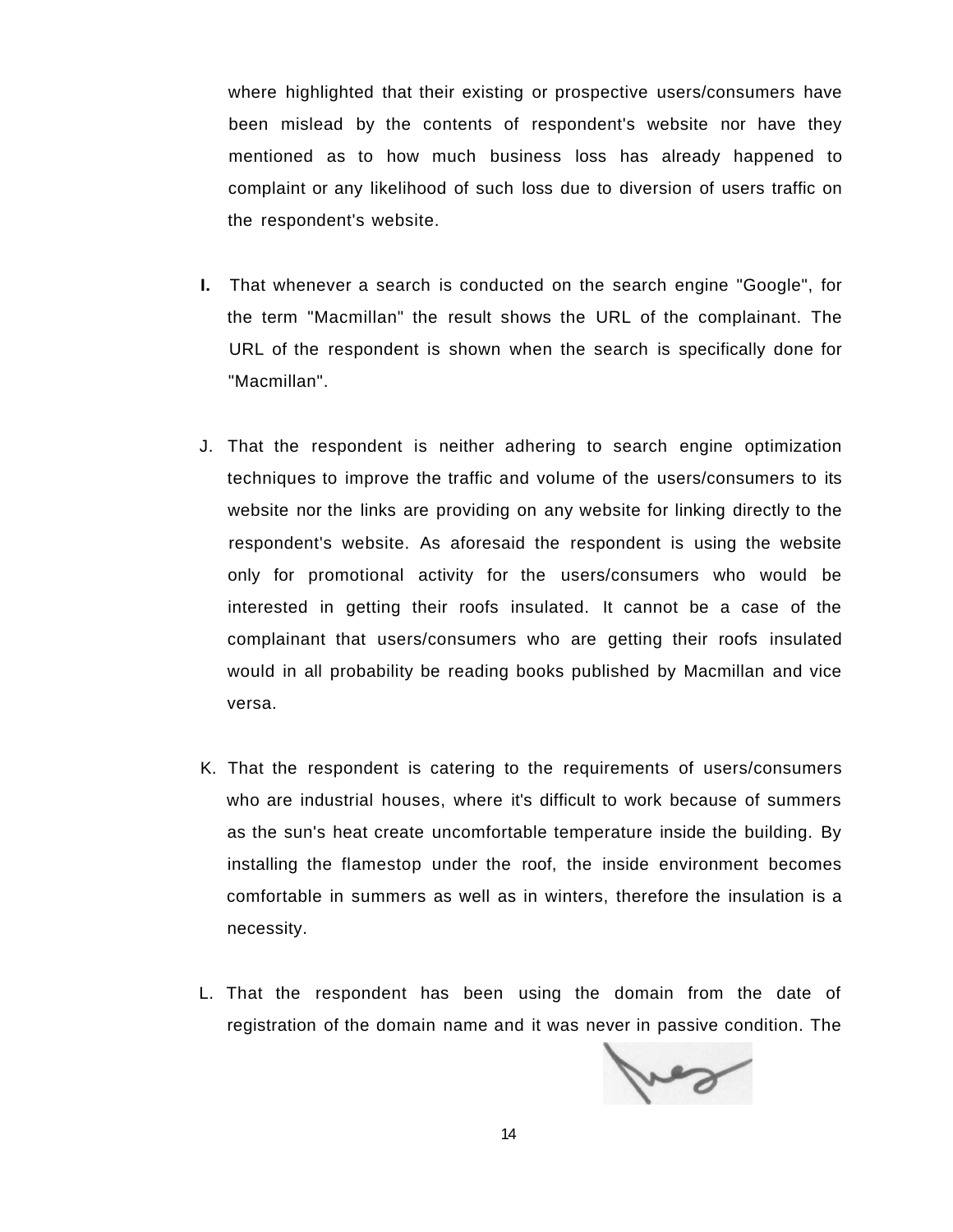where highlighted that their existing or prospective users/consumers have been mislead by the contents of respondent's website nor have they mentioned as to how much business loss has already happened to complaint or any likelihood of such loss due to diversion of users traffic on the respondent's website.

**I.** That whenever a search is conducted on the search engine "Google", for the term "Macmillan" the result shows the URL of the complainant. The URL of the respondent is shown when the search is specifically done for "Macmillan".

J. That the respondent is neither adhering to search engine optimization techniques to improve the traffic and volume of the users/consumers to its website nor the links are providing on any website for linking directly to the respondent's website. As aforesaid the respondent is using the website only for promotional activity for the users/consumers who would be interested in getting their roofs insulated. It cannot be a case of the complainant that users/consumers who are getting their roofs insulated would in all probability be reading books published by Macmillan and vice versa.

K. That the respondent is catering to the requirements of users/consumers who are industrial houses, where it's difficult to work because of summers as the sun's heat create uncomfortable temperature inside the building. By installing the flamestop under the roof, the inside environment becomes comfortable in summers as well as in winters, therefore the insulation is a necessity.

L. That the respondent has been using the domain from the date of registration of the domain name and it was never in passive condition. The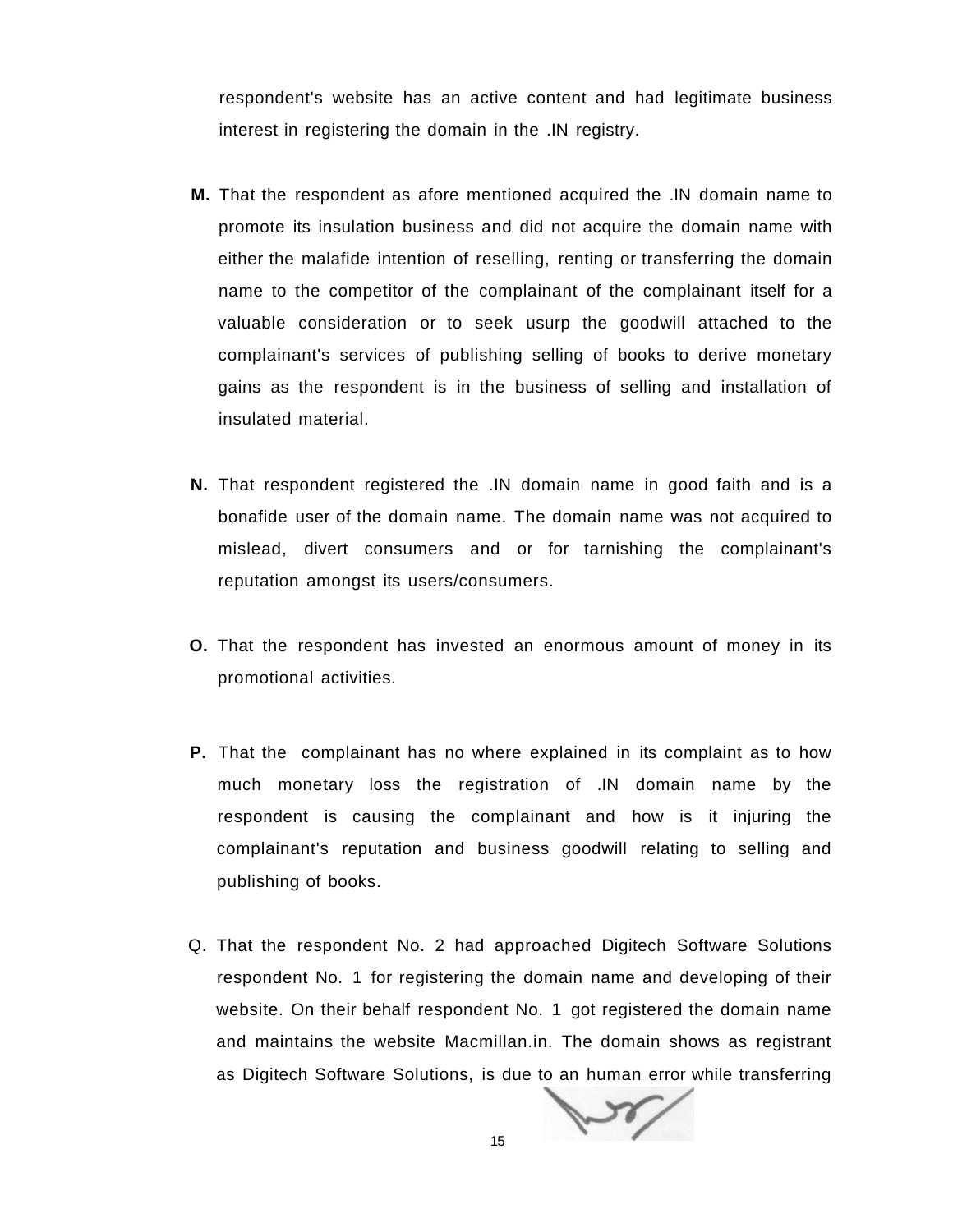respondent's website has an active content and had legitimate business interest in registering the domain in the .IN registry.

**M.** That the respondent as afore mentioned acquired the .IN domain name to promote its insulation business and did not acquire the domain name with either the malafide intention of reselling, renting or transferring the domain name to the competitor of the complainant of the complainant itself for a valuable consideration or to seek usurp the goodwill attached to the complainant's services of publishing selling of books to derive monetary gains as the respondent is in the business of selling and installation of insulated material.

**N.** That respondent registered the .IN domain name in good faith and is a bonafide user of the domain name. The domain name was not acquired to mislead, divert consumers and or for tarnishing the complainant's reputation amongst its users/consumers.

**O.** That the respondent has invested an enormous amount of money in its promotional activities.

**P.** That the complainant has no where explained in its complaint as to how much monetary loss the registration of .IN domain name by the respondent is causing the complainant and how is it injuring the complainant's reputation and business goodwill relating to selling and publishing of books.

Q. That the respondent No. 2 had approached Digitech Software Solutions respondent No. 1 for registering the domain name and developing of their website. On their behalf respondent No. 1 got registered the domain name and maintains the website Macmillan.in. The domain shows as registrant as Digitech Software Solutions, is due to an human error while transferring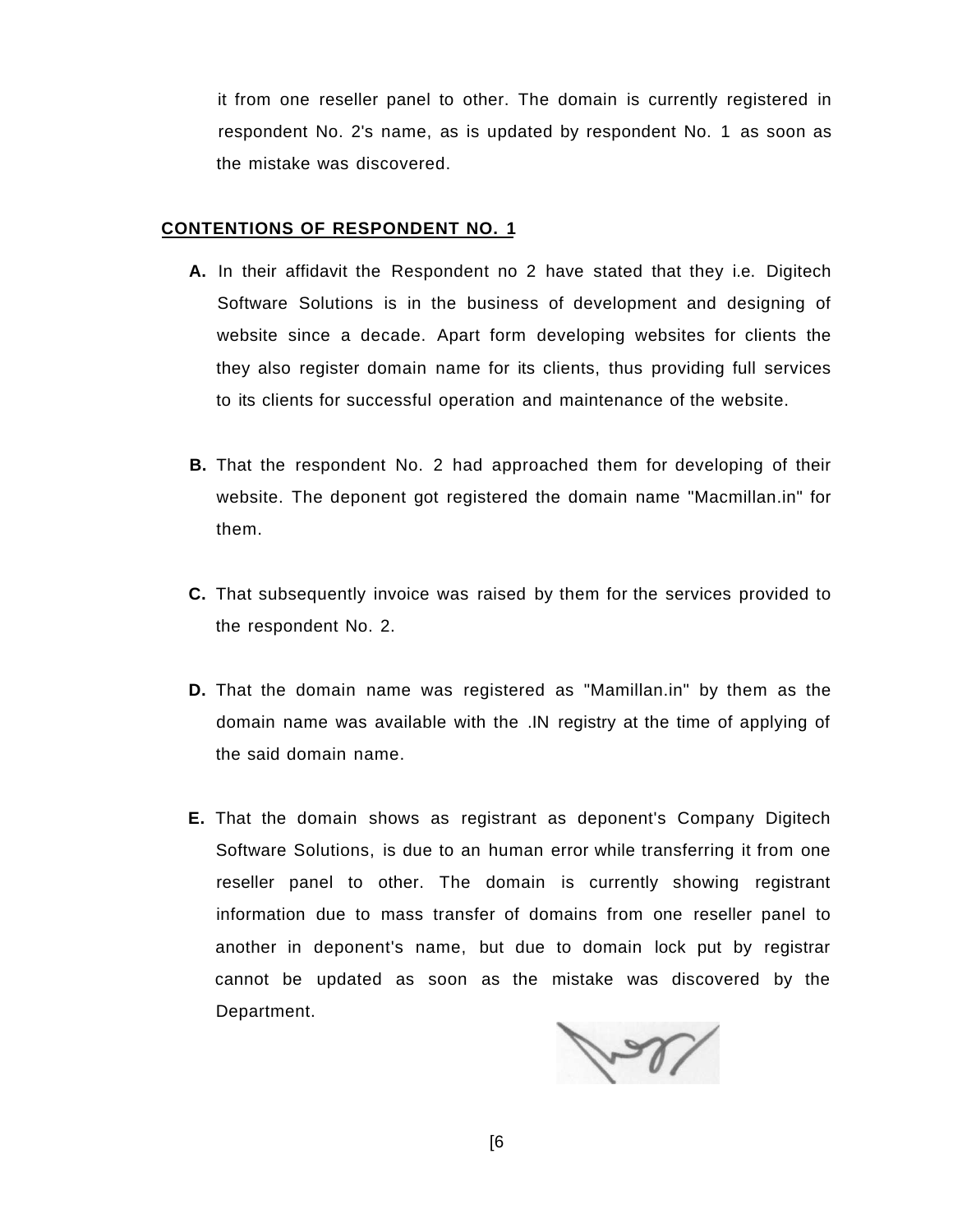it from one reseller panel to other. The domain is currently registered in respondent No. 2's name, as is updated by respondent No. 1 as soon as the mistake was discovered.

**CONTENTIONS OF RESPONDENT NO. 1**

**A.** In their affidavit the Respondent no 2 have stated that they i.e. Digitech Software Solutions is in the business of development and designing of website since a decade. Apart form developing websites for clients the they also register domain name for its clients, thus providing full services to its clients for successful operation and maintenance of the website.

**B.** That the respondent No. 2 had approached them for developing of their website. The deponent got registered the domain name "Macmillan.in" for them.

**C.** That subsequently invoice was raised by them for the services provided to the respondent No. 2.

**D.** That the domain name was registered as "Mamillan.in" by them as the domain name was available with the .IN registry at the time of applying of the said domain name.

**E.** That the domain shows as registrant as deponent's Company Digitech Software Solutions, is due to an human error while transferring it from one reseller panel to other. The domain is currently showing registrant information due to mass transfer of domains from one reseller panel to another in deponent's name, but due to domain lock put by registrar cannot be updated as soon as the mistake was discovered by the Department.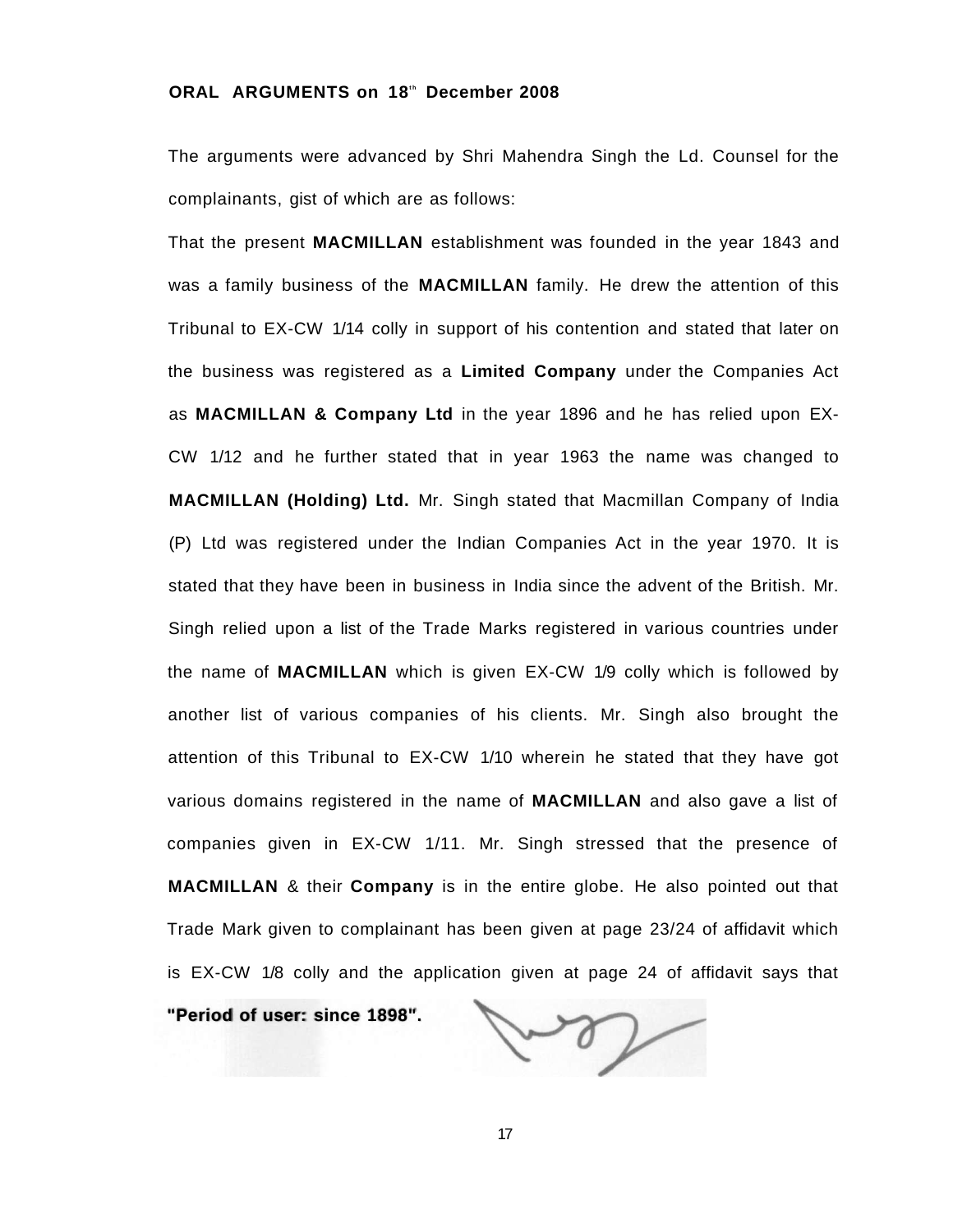**ORAL ARGUMENTS on 18th December 2008**

The arguments were advanced by Shri Mahendra Singh the Ld. Counsel for the complainants, gist of which are as follows:

That the present **MACMILLAN** establishment was founded in the year 1843 and was a family business of the **MACMILLAN** family. He drew the attention of this Tribunal to EX-CW 1/14 colly in support of his contention and stated that later on the business was registered as a **Limited Company** under the Companies Act as **MACMILLAN & Company Ltd** in the year 1896 and he has relied upon EX-CW 1/12 and he further stated that in year 1963 the name was changed to **MACMILLAN (Holding) Ltd.** Mr. Singh stated that Macmillan Company of India (P) Ltd was registered under the Indian Companies Act in the year 1970. It is stated that they have been in business in India since the advent of the British. Mr. Singh relied upon a list of the Trade Marks registered in various countries under the name of **MACMILLAN** which is given EX-CW 1/9 colly which is followed by another list of various companies of his clients. Mr. Singh also brought the attention of this Tribunal to EX-CW 1/10 wherein he stated that they have got various domains registered in the name of **MACMILLAN** and also gave a list of companies given in EX-CW 1/11. Mr. Singh stressed that the presence of **MACMILLAN** & their **Company** is in the entire globe. He also pointed out that Trade Mark given to complainant has been given at page 23/24 of affidavit which is EX-CW 1/8 colly and the application given at page 24 of affidavit says that **"Period of user: since 1898".**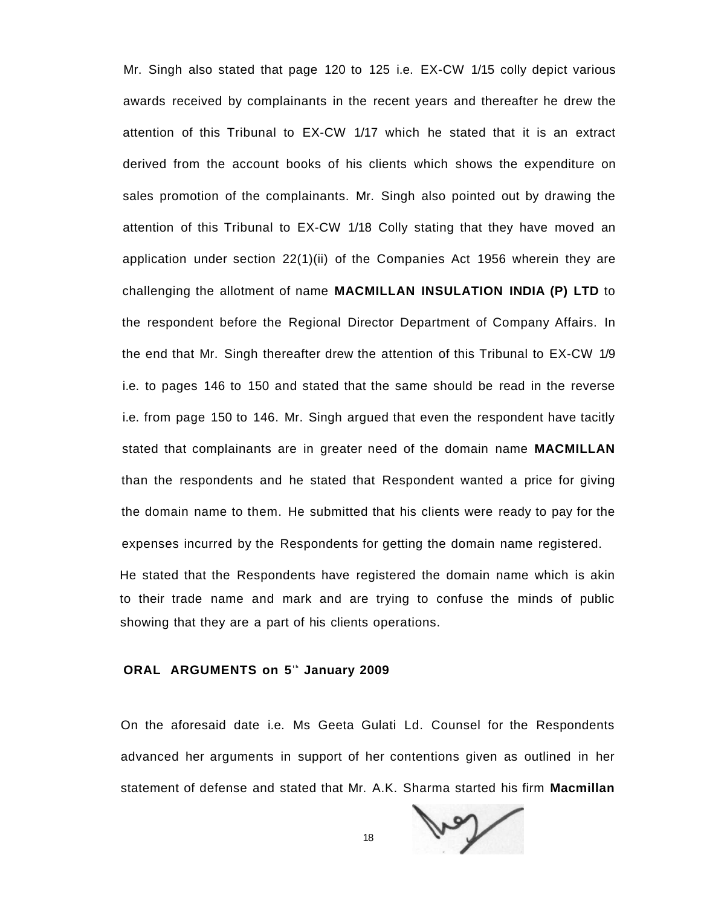Mr. Singh also stated that page 120 to 125 i.e. EX-CW 1/15 colly depict various awards received by complainants in the recent years and thereafter he drew the attention of this Tribunal to EX-CW 1/17 which he stated that it is an extract derived from the account books of his clients which shows the expenditure on sales promotion of the complainants. Mr. Singh also pointed out by drawing the attention of this Tribunal to EX-CW 1/18 Colly stating that they have moved an application under section 22(1)(ii) of the Companies Act 1956 wherein they are challenging the allotment of name **MACMILLAN INSULATION INDIA (P) LTD** to the respondent before the Regional Director Department of Company Affairs. In the end that Mr. Singh thereafter drew the attention of this Tribunal to EX-CW 1/9 i.e. to pages 146 to 150 and stated that the same should be read in the reverse i.e. from page 150 to 146. Mr. Singh argued that even the respondent have tacitly stated that complainants are in greater need of the domain name **MACMILLAN** than the respondents and he stated that Respondent wanted a price for giving the domain name to them. He submitted that his clients were ready to pay for the expenses incurred by the Respondents for getting the domain name registered.

He stated that the Respondents have registered the domain name which is akin to their trade name and mark and are trying to confuse the minds of public showing that they are a part of his clients operations.

**ORAL ARGUMENTS on 5th January 2009**

On the aforesaid date i.e. Ms Geeta Gulati Ld. Counsel for the Respondents advanced her arguments in support of her contentions given as outlined in her statement of defense and stated that Mr. A.K. Sharma started his firm **Macmillan**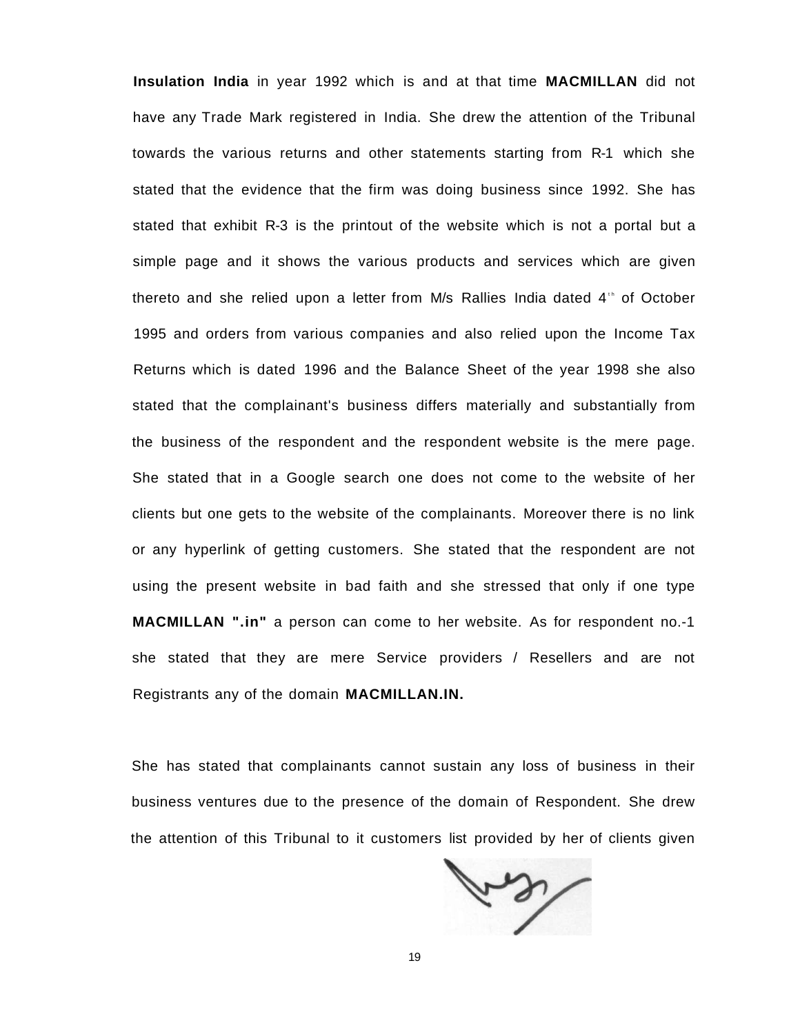**Insulation India** in year 1992 which is and at that time **MACMILLAN** did not have any Trade Mark registered in India. She drew the attention of the Tribunal towards the various returns and other statements starting from R-1 which she stated that the evidence that the firm was doing business since 1992. She has stated that exhibit R-3 is the printout of the website which is not a portal but a simple page and it shows the various products and services which are given thereto and she relied upon a letter from M/s Rallies India dated 4th of October 1995 and orders from various companies and also relied upon the Income Tax Returns which is dated 1996 and the Balance Sheet of the year 1998 she also stated that the complainant's business differs materially and substantially from the business of the respondent and the respondent website is the mere page. She stated that in a Google search one does not come to the website of her clients but one gets to the website of the complainants. Moreover there is no link or any hyperlink of getting customers. She stated that the respondent are not using the present website in bad faith and she stressed that only if one type **MACMILLAN ".in"** a person can come to her website. As for respondent no.-1 she stated that they are mere Service providers / Resellers and are not Registrants any of the domain **MACMILLAN.IN.**

She has stated that complainants cannot sustain any loss of business in their business ventures due to the presence of the domain of Respondent. She drew the attention of this Tribunal to it customers list provided by her of clients given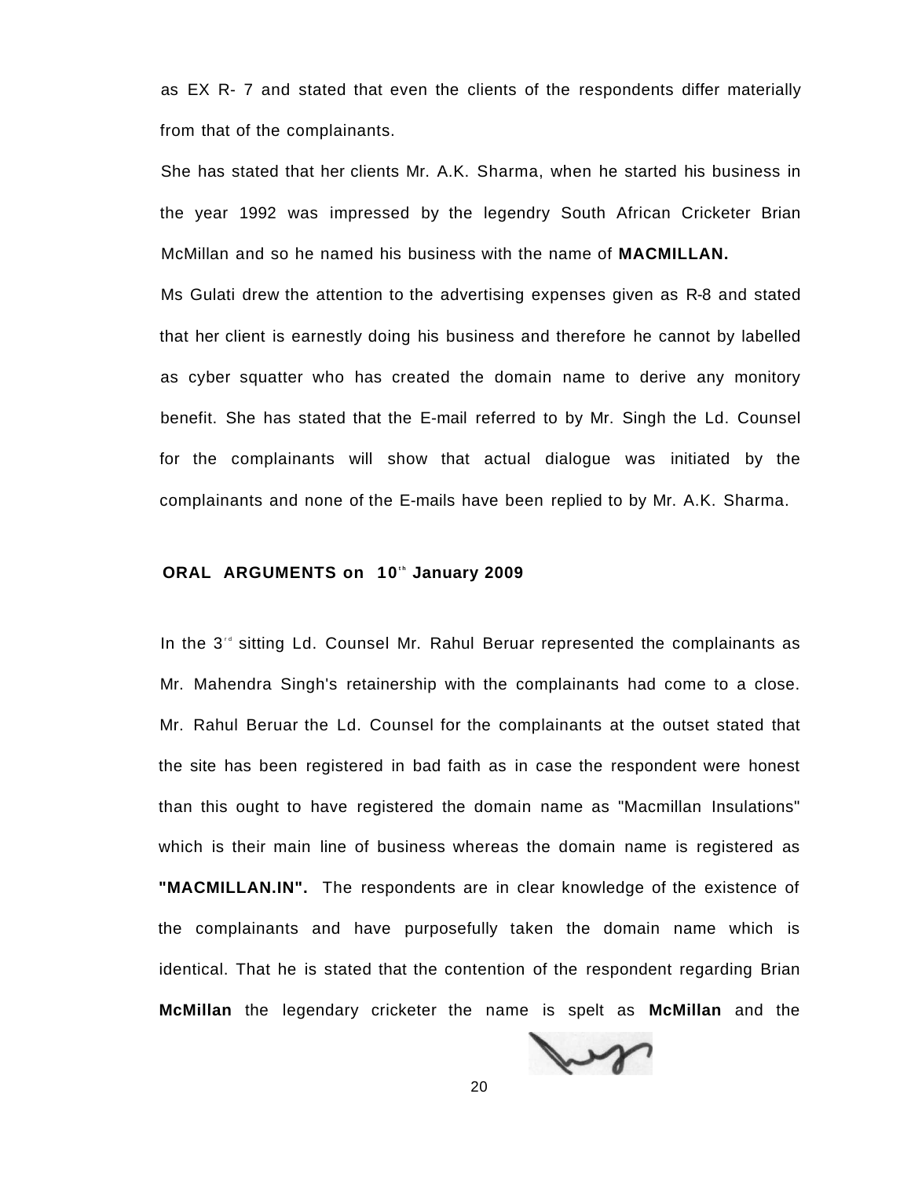as EX R- 7 and stated that even the clients of the respondents differ materially from that of the complainants.

She has stated that her clients Mr. A.K. Sharma, when he started his business in the year 1992 was impressed by the legendry South African Cricketer Brian McMillan and so he named his business with the name of **MACMILLAN.**

Ms Gulati drew the attention to the advertising expenses given as R-8 and stated that her client is earnestly doing his business and therefore he cannot by labelled as cyber squatter who has created the domain name to derive any monitory benefit. She has stated that the E-mail referred to by Mr. Singh the Ld. Counsel for the complainants will show that actual dialogue was initiated by the complainants and none of the E-mails have been replied to by Mr. A.K. Sharma.

**ORAL ARGUMENTS on 10th January 2009**

In the 3rd sitting Ld. Counsel Mr. Rahul Beruar represented the complainants as Mr. Mahendra Singh's retainership with the complainants had come to a close. Mr. Rahul Beruar the Ld. Counsel for the complainants at the outset stated that the site has been registered in bad faith as in case the respondent were honest than this ought to have registered the domain name as "Macmillan Insulations" which is their main line of business whereas the domain name is registered as **"MACMILLAN.IN".** The respondents are in clear knowledge of the existence of the complainants and have purposefully taken the domain name which is identical. That he is stated that the contention of the respondent regarding Brian **McMillan** the legendary cricketer the name is spelt as **McMillan** and the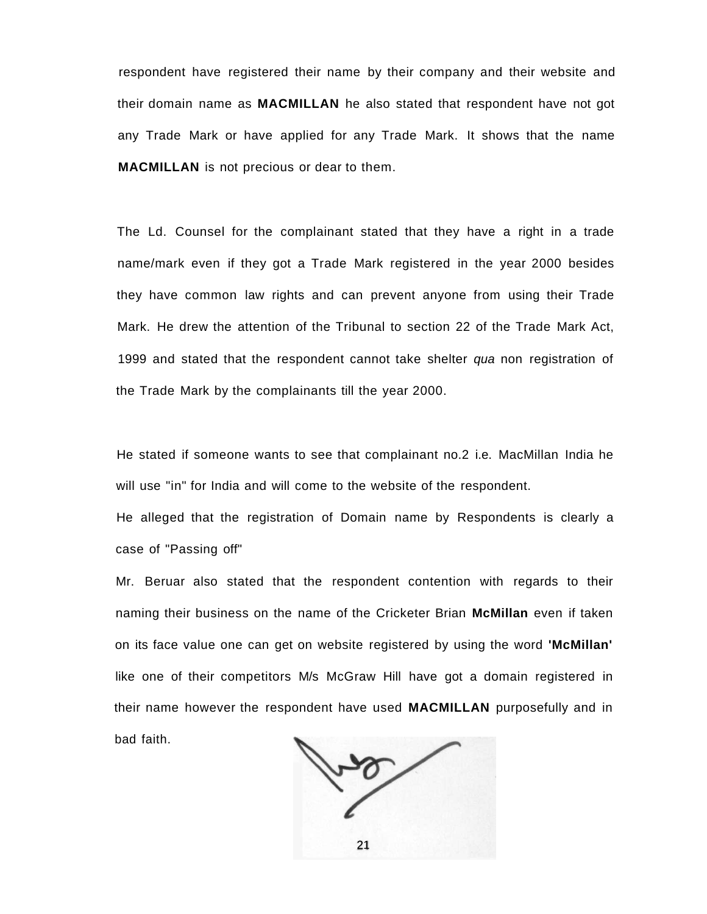respondent have registered their name by their company and their website and their domain name as **MACMILLAN** he also stated that respondent have not got any Trade Mark or have applied for any Trade Mark. It shows that the name **MACMILLAN** is not precious or dear to them.

The Ld. Counsel for the complainant stated that they have a right in a trade name/mark even if they got a Trade Mark registered in the year 2000 besides they have common law rights and can prevent anyone from using their Trade Mark. He drew the attention of the Tribunal to section 22 of the Trade Mark Act, 1999 and stated that the respondent cannot take shelter *qua* non registration of the Trade Mark by the complainants till the year 2000.

He stated if someone wants to see that complainant no.2 i.e. MacMillan India he will use "in" for India and will come to the website of the respondent.

He alleged that the registration of Domain name by Respondents is clearly a case of "Passing off"

Mr. Beruar also stated that the respondent contention with regards to their naming their business on the name of the Cricketer Brian **McMillan** even if taken on its face value one can get on website registered by using the word **'McMillan'** like one of their competitors M/s McGraw Hill have got a domain registered in their name however the respondent have used **MACMILLAN** purposefully and in bad faith.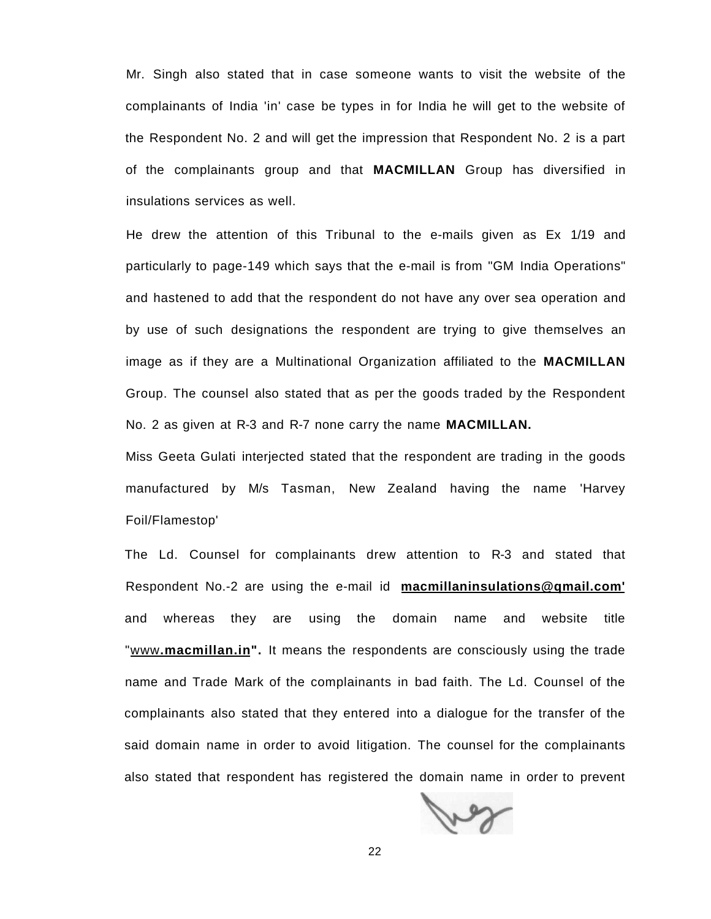Mr. Singh also stated that in case someone wants to visit the website of the complainants of India 'in' case be types in for India he will get to the website of the Respondent No. 2 and will get the impression that Respondent No. 2 is a part of the complainants group and that **MACMILLAN** Group has diversified in insulations services as well.

He drew the attention of this Tribunal to the e-mails given as Ex 1/19 and particularly to page-149 which says that the e-mail is from "GM India Operations" and hastened to add that the respondent do not have any over sea operation and by use of such designations the respondent are trying to give themselves an image as if they are a Multinational Organization affiliated to the **MACMILLAN** Group. The counsel also stated that as per the goods traded by the Respondent No. 2 as given at R-3 and R-7 none carry the name **MACMILLAN.**

Miss Geeta Gulati interjected stated that the respondent are trading in the goods manufactured by M/s Tasman, New Zealand having the name 'Harvey Foil/Flamestop'

The Ld. Counsel for complainants drew attention to R-3 and stated that Respondent No.-2 are using the e-mail id **macmillaninsulations@gmail.com'** and whereas they are using the domain name and website title "www**.macmillan.in".** It means the respondents are consciously using the trade name and Trade Mark of the complainants in bad faith. The Ld. Counsel of the complainants also stated that they entered into a dialogue for the transfer of the said domain name in order to avoid litigation. The counsel for the complainants also stated that respondent has registered the domain name in order to prevent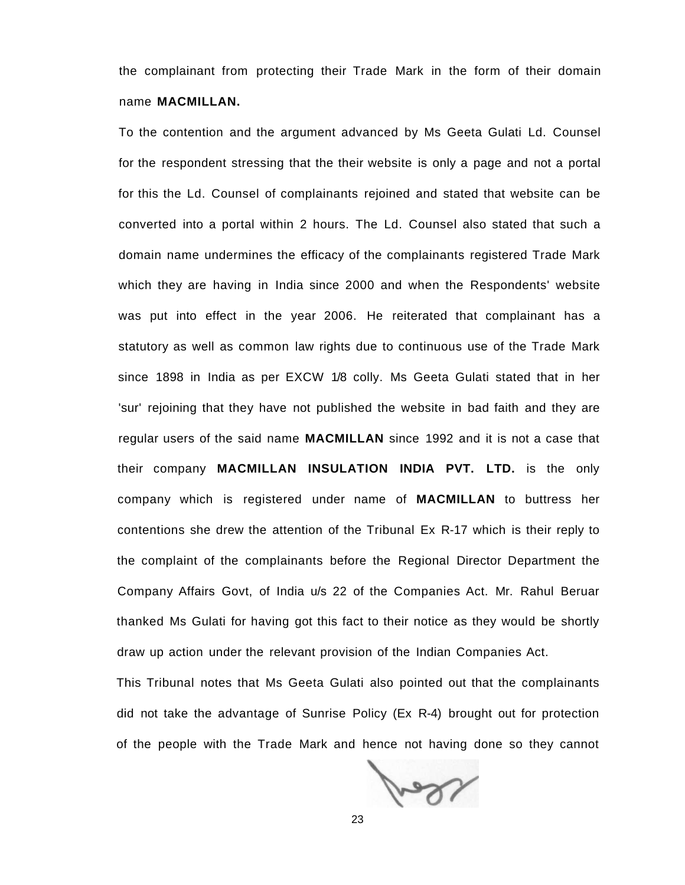the complainant from protecting their Trade Mark in the form of their domain name **MACMILLAN.**

To the contention and the argument advanced by Ms Geeta Gulati Ld. Counsel for the respondent stressing that the their website is only a page and not a portal for this the Ld. Counsel of complainants rejoined and stated that website can be converted into a portal within 2 hours. The Ld. Counsel also stated that such a domain name undermines the efficacy of the complainants registered Trade Mark which they are having in India since 2000 and when the Respondents' website was put into effect in the year 2006. He reiterated that complainant has a statutory as well as common law rights due to continuous use of the Trade Mark since 1898 in India as per EXCW 1/8 colly. Ms Geeta Gulati stated that in her 'sur' rejoining that they have not published the website in bad faith and they are regular users of the said name **MACMILLAN** since 1992 and it is not a case that their company **MACMILLAN INSULATION INDIA PVT. LTD.** is the only company which is registered under name of **MACMILLAN** to buttress her contentions she drew the attention of the Tribunal Ex R-17 which is their reply to the complaint of the complainants before the Regional Director Department the Company Affairs Govt, of India u/s 22 of the Companies Act. Mr. Rahul Beruar thanked Ms Gulati for having got this fact to their notice as they would be shortly draw up action under the relevant provision of the Indian Companies Act.

This Tribunal notes that Ms Geeta Gulati also pointed out that the complainants did not take the advantage of Sunrise Policy (Ex R-4) brought out for protection of the people with the Trade Mark and hence not having done so they cannot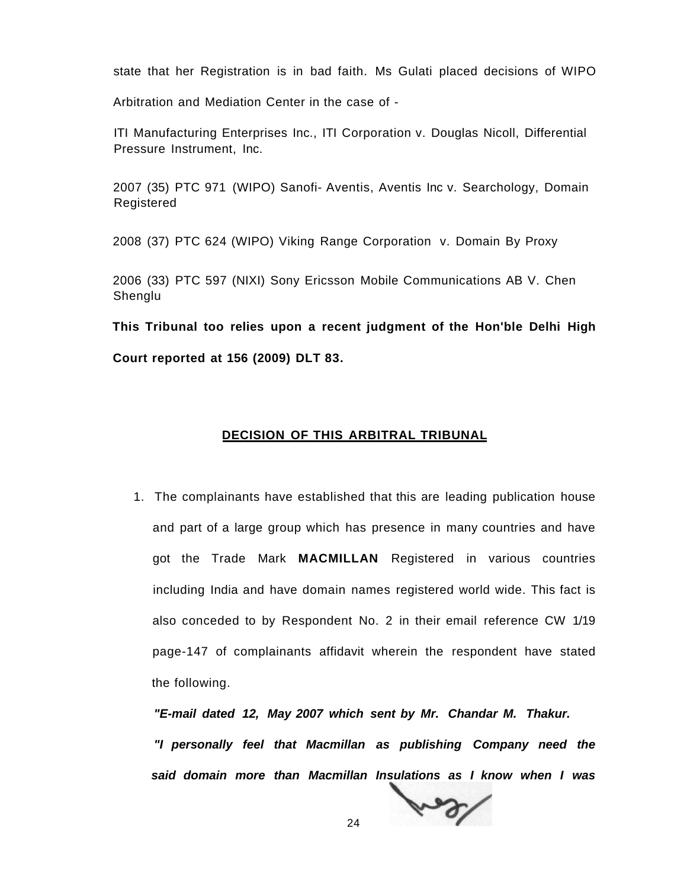state that her Registration is in bad faith. Ms Gulati placed decisions of WIPO Arbitration and Mediation Center in the case of -

ITI Manufacturing Enterprises Inc., ITI Corporation v. Douglas Nicoll, Differential Pressure Instrument, Inc.

2007 (35) PTC 971 (WIPO) Sanofi- Aventis, Aventis Inc v. Searchology, Domain Registered

2008 (37) PTC 624 (WIPO) Viking Range Corporation v. Domain By Proxy

2006 (33) PTC 597 (NIXI) Sony Ericsson Mobile Communications AB V. Chen Shenglu

**This Tribunal too relies upon a recent judgment of the Hon'ble Delhi High Court reported at 156 (2009) DLT 83.**

## DECISION OF THIS ARBITRAL TRIBUNAL

1. The complainants have established that this are leading publication house and part of a large group which has presence in many countries and have got the Trade Mark **MACMILLAN** Registered in various countries including India and have domain names registered world wide. This fact is also conceded to by Respondent No. 2 in their email reference CW 1/19 page-147 of complainants affidavit wherein the respondent have stated the following.

   ***"E-mail dated 12, May 2007 which sent by Mr. Chandar M. Thakur.***

   ***"I personally feel that Macmillan as publishing Company need the said domain more than Macmillan Insulations as I know when I was***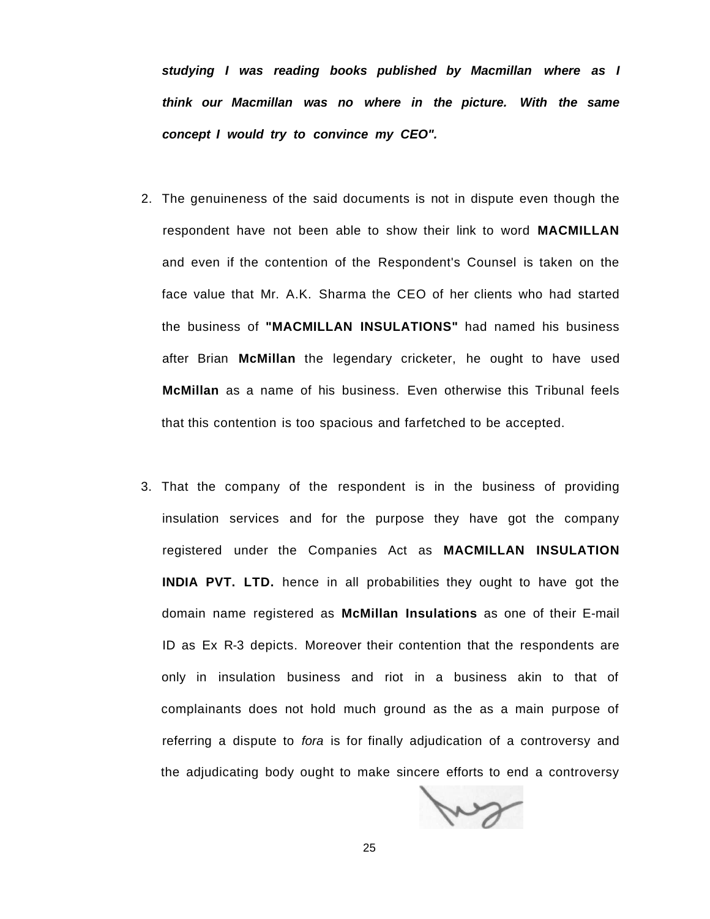***studying I was reading books published by Macmillan where as I think our Macmillan was no where in the picture. With the same concept I would try to convince my CEO".***

2. The genuineness of the said documents is not in dispute even though the respondent have not been able to show their link to word **MACMILLAN** and even if the contention of the Respondent's Counsel is taken on the face value that Mr. A.K. Sharma the CEO of her clients who had started the business of **"MACMILLAN INSULATIONS"** had named his business after Brian **McMillan** the legendary cricketer, he ought to have used **McMillan** as a name of his business. Even otherwise this Tribunal feels that this contention is too spacious and farfetched to be accepted.

3. That the company of the respondent is in the business of providing insulation services and for the purpose they have got the company registered under the Companies Act as **MACMILLAN INSULATION INDIA PVT. LTD.** hence in all probabilities they ought to have got the domain name registered as **McMillan Insulations** as one of their E-mail ID as Ex R-3 depicts. Moreover their contention that the respondents are only in insulation business and riot in a business akin to that of complainants does not hold much ground as the as a main purpose of referring a dispute to *fora* is for finally adjudication of a controversy and the adjudicating body ought to make sincere efforts to end a controversy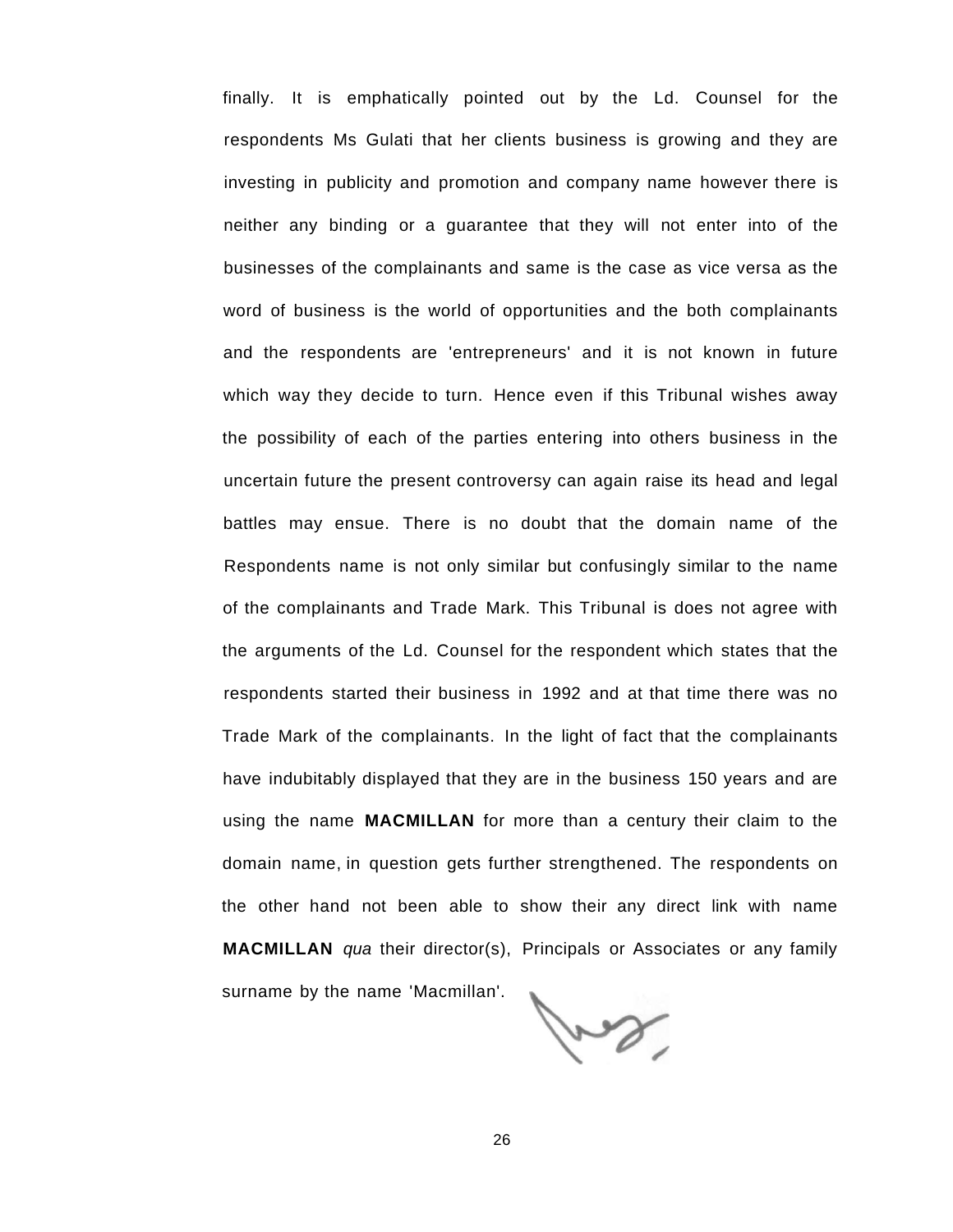finally. It is emphatically pointed out by the Ld. Counsel for the respondents Ms Gulati that her clients business is growing and they are investing in publicity and promotion and company name however there is neither any binding or a guarantee that they will not enter into of the businesses of the complainants and same is the case as vice versa as the word of business is the world of opportunities and the both complainants and the respondents are 'entrepreneurs' and it is not known in future which way they decide to turn. Hence even if this Tribunal wishes away the possibility of each of the parties entering into others business in the uncertain future the present controversy can again raise its head and legal battles may ensue. There is no doubt that the domain name of the Respondents name is not only similar but confusingly similar to the name of the complainants and Trade Mark. This Tribunal is does not agree with the arguments of the Ld. Counsel for the respondent which states that the respondents started their business in 1992 and at that time there was no Trade Mark of the complainants. In the light of fact that the complainants have indubitably displayed that they are in the business 150 years and are using the name **MACMILLAN** for more than a century their claim to the domain name, in question gets further strengthened. The respondents on the other hand not been able to show their any direct link with name **MACMILLAN** *qua* their director(s), Principals or Associates or any family surname by the name 'Macmillan'.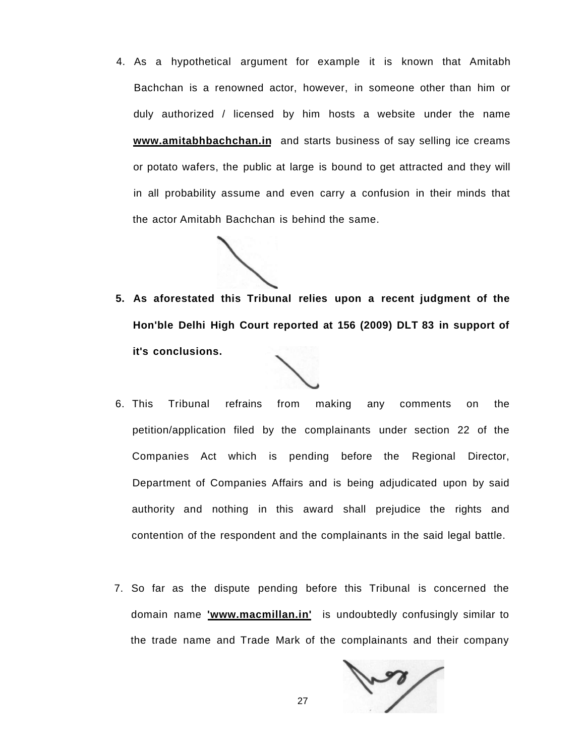4. As a hypothetical argument for example it is known that Amitabh Bachchan is a renowned actor, however, in someone other than him or duly authorized / licensed by him hosts a website under the name **www.amitabhbachchan.in** and starts business of say selling ice creams or potato wafers, the public at large is bound to get attracted and they will in all probability assume and even carry a confusion in their minds that the actor Amitabh Bachchan is behind the same.

5. **As aforestated this Tribunal relies upon a recent judgment of the Hon'ble Delhi High Court reported at 156 (2009) DLT 83 in support of it's conclusions.**

6. This Tribunal refrains from making any comments on the petition/application filed by the complainants under section 22 of the Companies Act which is pending before the Regional Director, Department of Companies Affairs and is being adjudicated upon by said authority and nothing in this award shall prejudice the rights and contention of the respondent and the complainants in the said legal battle.

7. So far as the dispute pending before this Tribunal is concerned the domain name **'www.macmillan.in'** is undoubtedly confusingly similar to the trade name and Trade Mark of the complainants and their company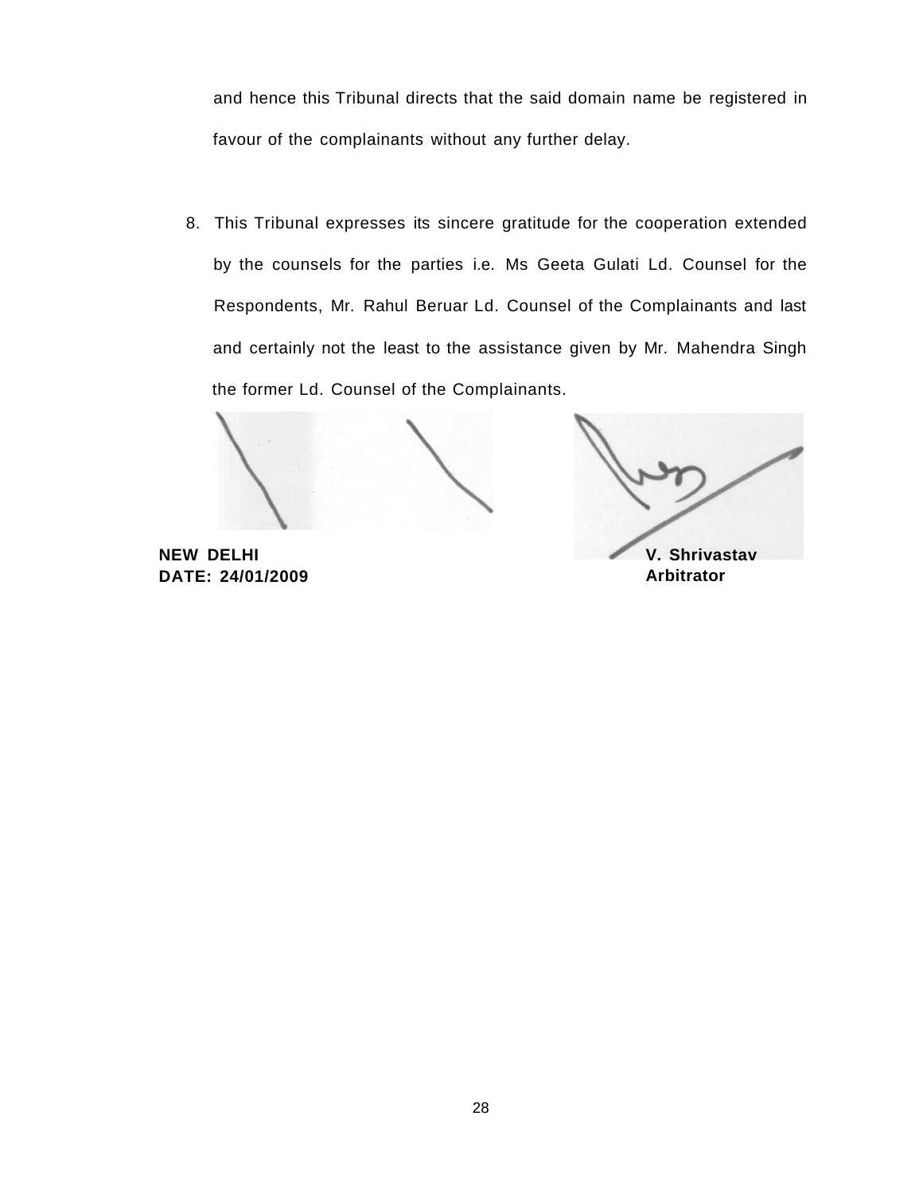and hence this Tribunal directs that the said domain name be registered in favour of the complainants without any further delay.

8. This Tribunal expresses its sincere gratitude for the cooperation extended by the counsels for the parties i.e. Ms Geeta Gulati Ld. Counsel for the Respondents, Mr. Rahul Beruar Ld. Counsel of the Complainants and last and certainly not the least to the assistance given by Mr. Mahendra Singh the former Ld. Counsel of the Complainants.

**NEW DELHI**
**DATE: 24/01/2009**

**V. Shrivastav**
**Arbitrator**